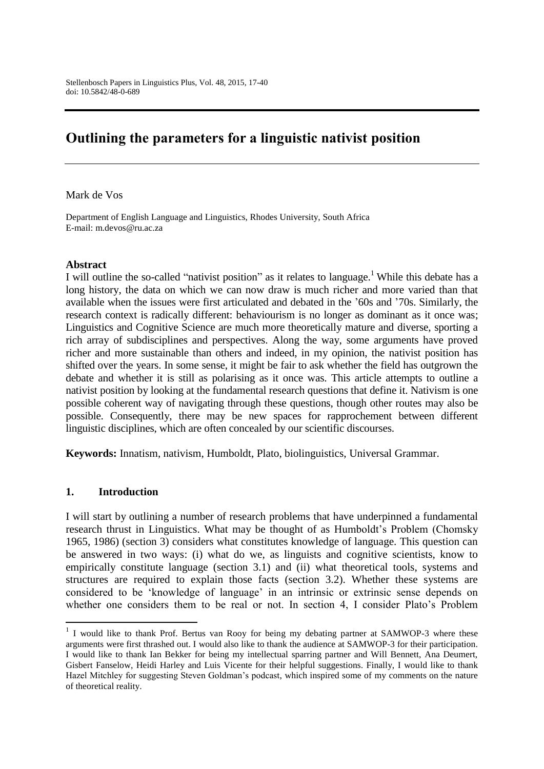# Outlining the parameters for a linguistic nativist position

Mark de Vos

Department of English Language and Linguistics, Rhodes University, South Africa
E-mail: m.devos@ru.ac.za

## Abstract

I will outline the so-called "nativist position" as it relates to language.[1] While this debate has a long history, the data on which we can now draw is much richer and more varied than that available when the issues were first articulated and debated in the '60s and '70s. Similarly, the research context is radically different: behaviourism is no longer as dominant as it once was; Linguistics and Cognitive Science are much more theoretically mature and diverse, sporting a rich array of subdisciplines and perspectives. Along the way, some arguments have proved richer and more sustainable than others and indeed, in my opinion, the nativist position has shifted over the years. In some sense, it might be fair to ask whether the field has outgrown the debate and whether it is still as polarising as it once was. This article attempts to outline a nativist position by looking at the fundamental research questions that define it. Nativism is one possible coherent way of navigating through these questions, though other routes may also be possible. Consequently, there may be new spaces for rapprochement between different linguistic disciplines, which are often concealed by our scientific discourses.

**Keywords:** Innatism, nativism, Humboldt, Plato, biolinguistics, Universal Grammar.

## 1. Introduction

I will start by outlining a number of research problems that have underpinned a fundamental research thrust in Linguistics. What may be thought of as Humboldt's Problem (Chomsky 1965, 1986) (section 3) considers what constitutes knowledge of language. This question can be answered in two ways: (i) what do we, as linguists and cognitive scientists, know to empirically constitute language (section 3.1) and (ii) what theoretical tools, systems and structures are required to explain those facts (section 3.2). Whether these systems are considered to be 'knowledge of language' in an intrinsic or extrinsic sense depends on whether one considers them to be real or not. In section 4, I consider Plato's Problem

[1] I would like to thank Prof. Bertus van Rooy for being my debating partner at SAMWOP-3 where these arguments were first thrashed out. I would also like to thank the audience at SAMWOP-3 for their participation. I would like to thank Ian Bekker for being my intellectual sparring partner and Will Bennett, Ana Deumert, Gisbert Fanselow, Heidi Harley and Luis Vicente for their helpful suggestions. Finally, I would like to thank Hazel Mitchley for suggesting Steven Goldman's podcast, which inspired some of my comments on the nature of theoretical reality.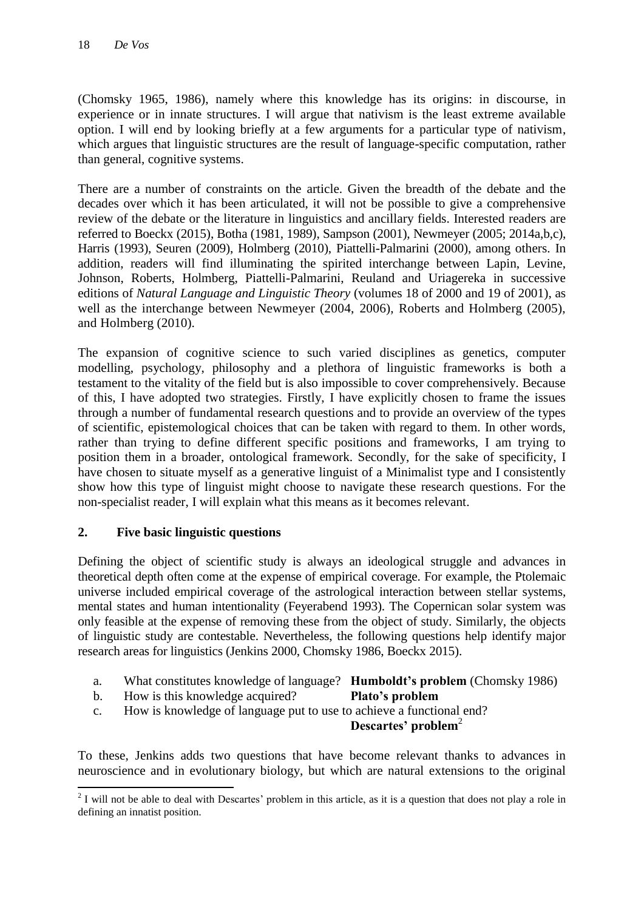(Chomsky 1965, 1986), namely where this knowledge has its origins: in discourse, in experience or in innate structures. I will argue that nativism is the least extreme available option. I will end by looking briefly at a few arguments for a particular type of nativism, which argues that linguistic structures are the result of language-specific computation, rather than general, cognitive systems.

There are a number of constraints on the article. Given the breadth of the debate and the decades over which it has been articulated, it will not be possible to give a comprehensive review of the debate or the literature in linguistics and ancillary fields. Interested readers are referred to Boeckx (2015), Botha (1981, 1989), Sampson (2001), Newmeyer (2005; 2014a,b,c), Harris (1993), Seuren (2009), Holmberg (2010), Piattelli-Palmarini (2000), among others. In addition, readers will find illuminating the spirited interchange between Lapin, Levine, Johnson, Roberts, Holmberg, Piattelli-Palmarini, Reuland and Uriagereka in successive editions of *Natural Language and Linguistic Theory* (volumes 18 of 2000 and 19 of 2001), as well as the interchange between Newmeyer (2004, 2006), Roberts and Holmberg (2005), and Holmberg (2010).

The expansion of cognitive science to such varied disciplines as genetics, computer modelling, psychology, philosophy and a plethora of linguistic frameworks is both a testament to the vitality of the field but is also impossible to cover comprehensively. Because of this, I have adopted two strategies. Firstly, I have explicitly chosen to frame the issues through a number of fundamental research questions and to provide an overview of the types of scientific, epistemological choices that can be taken with regard to them. In other words, rather than trying to define different specific positions and frameworks, I am trying to position them in a broader, ontological framework. Secondly, for the sake of specificity, I have chosen to situate myself as a generative linguist of a Minimalist type and I consistently show how this type of linguist might choose to navigate these research questions. For the non-specialist reader, I will explain what this means as it becomes relevant.

## 2. Five basic linguistic questions

Defining the object of scientific study is always an ideological struggle and advances in theoretical depth often come at the expense of empirical coverage. For example, the Ptolemaic universe included empirical coverage of the astrological interaction between stellar systems, mental states and human intentionality (Feyerabend 1993). The Copernican solar system was only feasible at the expense of removing these from the object of study. Similarly, the objects of linguistic study are contestable. Nevertheless, the following questions help identify major research areas for linguistics (Jenkins 2000, Chomsky 1986, Boeckx 2015).

a. What constitutes knowledge of language? **Humboldt's problem** (Chomsky 1986)
b. How is this knowledge acquired? **Plato's problem**
c. How is knowledge of language put to use to achieve a functional end? **Descartes' problem**[2]

To these, Jenkins adds two questions that have become relevant thanks to advances in neuroscience and in evolutionary biology, but which are natural extensions to the original

[2] I will not be able to deal with Descartes' problem in this article, as it is a question that does not play a role in defining an innatist position.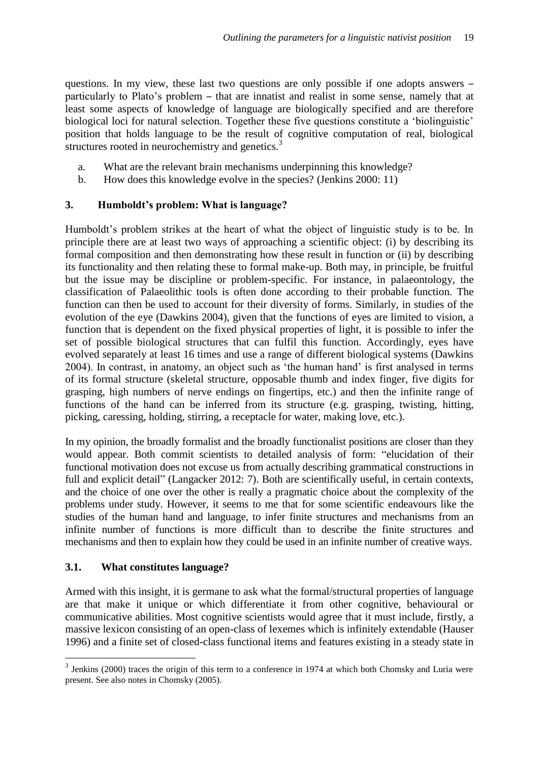questions. In my view, these last two questions are only possible if one adopts answers – particularly to Plato's problem – that are innatist and realist in some sense, namely that at least some aspects of knowledge of language are biologically specified and are therefore biological loci for natural selection. Together these five questions constitute a 'biolinguistic' position that holds language to be the result of cognitive computation of real, biological structures rooted in neurochemistry and genetics.[3]

a. What are the relevant brain mechanisms underpinning this knowledge?
b. How does this knowledge evolve in the species? (Jenkins 2000: 11)

## 3. Humboldt's problem: What is language?

Humboldt's problem strikes at the heart of what the object of linguistic study is to be. In principle there are at least two ways of approaching a scientific object: (i) by describing its formal composition and then demonstrating how these result in function or (ii) by describing its functionality and then relating these to formal make-up. Both may, in principle, be fruitful but the issue may be discipline or problem-specific. For instance, in palaeontology, the classification of Palaeolithic tools is often done according to their probable function. The function can then be used to account for their diversity of forms. Similarly, in studies of the evolution of the eye (Dawkins 2004), given that the functions of eyes are limited to vision, a function that is dependent on the fixed physical properties of light, it is possible to infer the set of possible biological structures that can fulfil this function. Accordingly, eyes have evolved separately at least 16 times and use a range of different biological systems (Dawkins 2004). In contrast, in anatomy, an object such as 'the human hand' is first analysed in terms of its formal structure (skeletal structure, opposable thumb and index finger, five digits for grasping, high numbers of nerve endings on fingertips, etc.) and then the infinite range of functions of the hand can be inferred from its structure (e.g. grasping, twisting, hitting, picking, caressing, holding, stirring, a receptacle for water, making love, etc.).

In my opinion, the broadly formalist and the broadly functionalist positions are closer than they would appear. Both commit scientists to detailed analysis of form: "elucidation of their functional motivation does not excuse us from actually describing grammatical constructions in full and explicit detail" (Langacker 2012: 7). Both are scientifically useful, in certain contexts, and the choice of one over the other is really a pragmatic choice about the complexity of the problems under study. However, it seems to me that for some scientific endeavours like the studies of the human hand and language, to infer finite structures and mechanisms from an infinite number of functions is more difficult than to describe the finite structures and mechanisms and then to explain how they could be used in an infinite number of creative ways.

### 3.1. What constitutes language?

Armed with this insight, it is germane to ask what the formal/structural properties of language are that make it unique or which differentiate it from other cognitive, behavioural or communicative abilities. Most cognitive scientists would agree that it must include, firstly, a massive lexicon consisting of an open-class of lexemes which is infinitely extendable (Hauser 1996) and a finite set of closed-class functional items and features existing in a steady state in

[3] Jenkins (2000) traces the origin of this term to a conference in 1974 at which both Chomsky and Luria were present. See also notes in Chomsky (2005).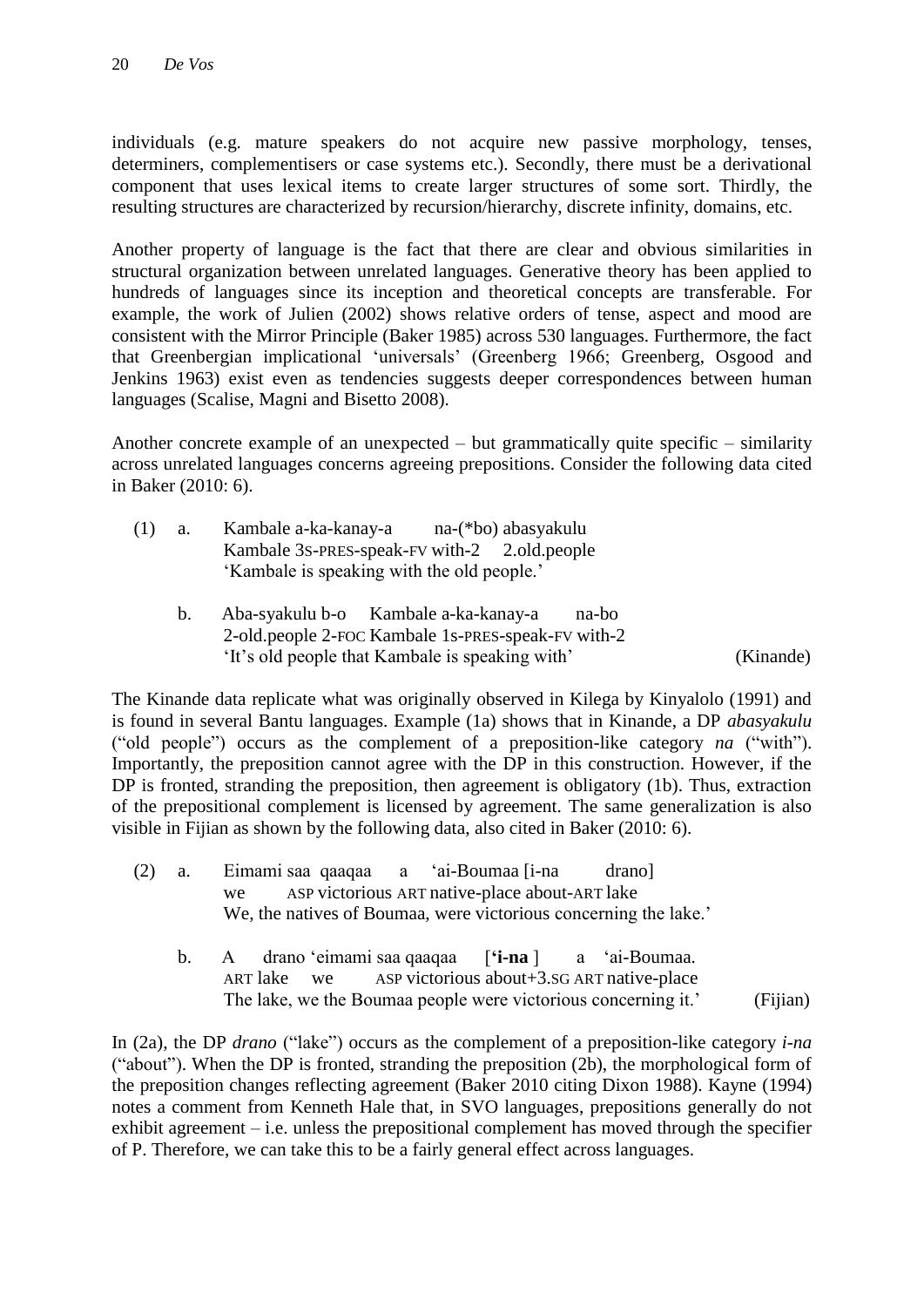individuals (e.g. mature speakers do not acquire new passive morphology, tenses, determiners, complementisers or case systems etc.). Secondly, there must be a derivational component that uses lexical items to create larger structures of some sort. Thirdly, the resulting structures are characterized by recursion/hierarchy, discrete infinity, domains, etc.

Another property of language is the fact that there are clear and obvious similarities in structural organization between unrelated languages. Generative theory has been applied to hundreds of languages since its inception and theoretical concepts are transferable. For example, the work of Julien (2002) shows relative orders of tense, aspect and mood are consistent with the Mirror Principle (Baker 1985) across 530 languages. Furthermore, the fact that Greenbergian implicational 'universals' (Greenberg 1966; Greenberg, Osgood and Jenkins 1963) exist even as tendencies suggests deeper correspondences between human languages (Scalise, Magni and Bisetto 2008).

Another concrete example of an unexpected – but grammatically quite specific – similarity across unrelated languages concerns agreeing prepositions. Consider the following data cited in Baker (2010: 6).

(1) a. Kambale a-ka-kanay-a na-(*bo) abasyakulu
    Kambale 3S-PRES-speak-FV with-2 2.old.people
    'Kambale is speaking with the old people.'

  b. Aba-syakulu b-o Kambale a-ka-kanay-a na-bo
    2-old.people 2-FOC Kambale 1S-PRES-speak-FV with-2
    'It's old people that Kambale is speaking with' (Kinande)

The Kinande data replicate what was originally observed in Kilega by Kinyalolo (1991) and is found in several Bantu languages. Example (1a) shows that in Kinande, a DP *abasyakulu* ("old people") occurs as the complement of a preposition-like category *na* ("with"). Importantly, the preposition cannot agree with the DP in this construction. However, if the DP is fronted, stranding the preposition, then agreement is obligatory (1b). Thus, extraction of the prepositional complement is licensed by agreement. The same generalization is also visible in Fijian as shown by the following data, also cited in Baker (2010: 6).

(2) a. Eimami saa qaaqaa a 'ai-Boumaa [i-na drano]
    we ASP victorious ART native-place about-ART lake
    We, the natives of Boumaa, were victorious concerning the lake.'

  b. A drano 'eimami saa qaaqaa [**'i-na** ] a 'ai-Boumaa.
    ART lake we ASP victorious about+3.SG ART native-place
    The lake, we the Boumaa people were victorious concerning it.' (Fijian)

In (2a), the DP *drano* ("lake") occurs as the complement of a preposition-like category *i-na* ("about"). When the DP is fronted, stranding the preposition (2b), the morphological form of the preposition changes reflecting agreement (Baker 2010 citing Dixon 1988). Kayne (1994) notes a comment from Kenneth Hale that, in SVO languages, prepositions generally do not exhibit agreement – i.e. unless the prepositional complement has moved through the specifier of P. Therefore, we can take this to be a fairly general effect across languages.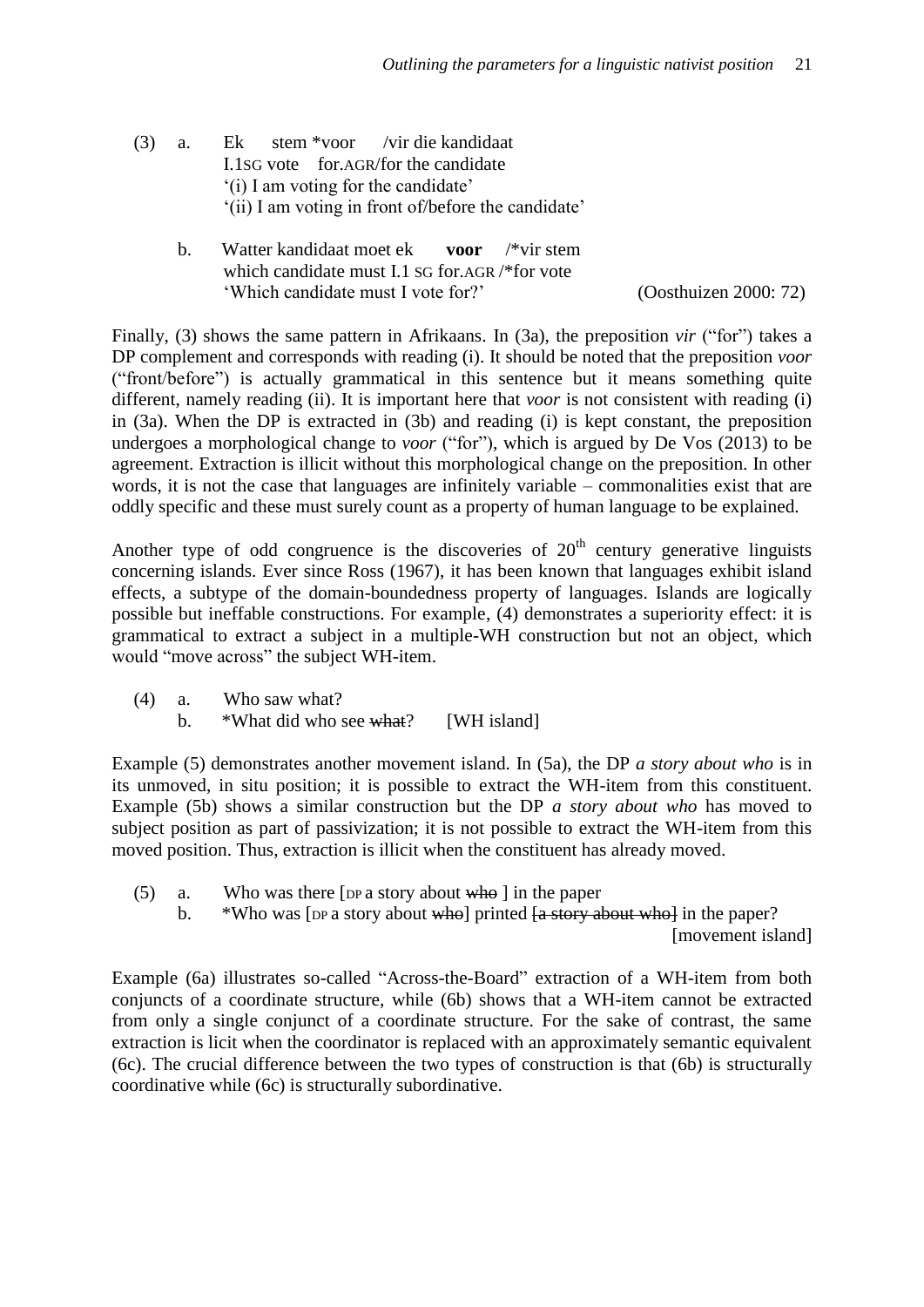(3) a. Ek stem *voor /vir die kandidaat
I.1SG vote for.AGR/for the candidate
'(i) I am voting for the candidate'
'(ii) I am voting in front of/before the candidate'

b. Watter kandidaat moet ek **voor** /*vir stem
which candidate must I.1 SG for.AGR /*for vote
'Which candidate must I vote for?' (Oosthuizen 2000: 72)

Finally, (3) shows the same pattern in Afrikaans. In (3a), the preposition *vir* ("for") takes a DP complement and corresponds with reading (i). It should be noted that the preposition *voor* ("front/before") is actually grammatical in this sentence but it means something quite different, namely reading (ii). It is important here that *voor* is not consistent with reading (i) in (3a). When the DP is extracted in (3b) and reading (i) is kept constant, the preposition undergoes a morphological change to *voor* ("for"), which is argued by De Vos (2013) to be agreement. Extraction is illicit without this morphological change on the preposition. In other words, it is not the case that languages are infinitely variable – commonalities exist that are oddly specific and these must surely count as a property of human language to be explained.

Another type of odd congruence is the discoveries of 20th century generative linguists concerning islands. Ever since Ross (1967), it has been known that languages exhibit island effects, a subtype of the domain-boundedness property of languages. Islands are logically possible but ineffable constructions. For example, (4) demonstrates a superiority effect: it is grammatical to extract a subject in a multiple-WH construction but not an object, which would "move across" the subject WH-item.

(4) a. Who saw what?
b. *What did who see ~~what~~? [WH island]

Example (5) demonstrates another movement island. In (5a), the DP *a story about who* is in its unmoved, in situ position; it is possible to extract the WH-item from this constituent. Example (5b) shows a similar construction but the DP *a story about who* has moved to subject position as part of passivization; it is not possible to extract the WH-item from this moved position. Thus, extraction is illicit when the constituent has already moved.

(5) a. Who was there [DP a story about ~~who~~ ] in the paper
b. *Who was [DP a story about ~~who~~] printed ~~[a story about who]~~ in the paper? [movement island]

Example (6a) illustrates so-called "Across-the-Board" extraction of a WH-item from both conjuncts of a coordinate structure, while (6b) shows that a WH-item cannot be extracted from only a single conjunct of a coordinate structure. For the sake of contrast, the same extraction is licit when the coordinator is replaced with an approximately semantic equivalent (6c). The crucial difference between the two types of construction is that (6b) is structurally coordinative while (6c) is structurally subordinative.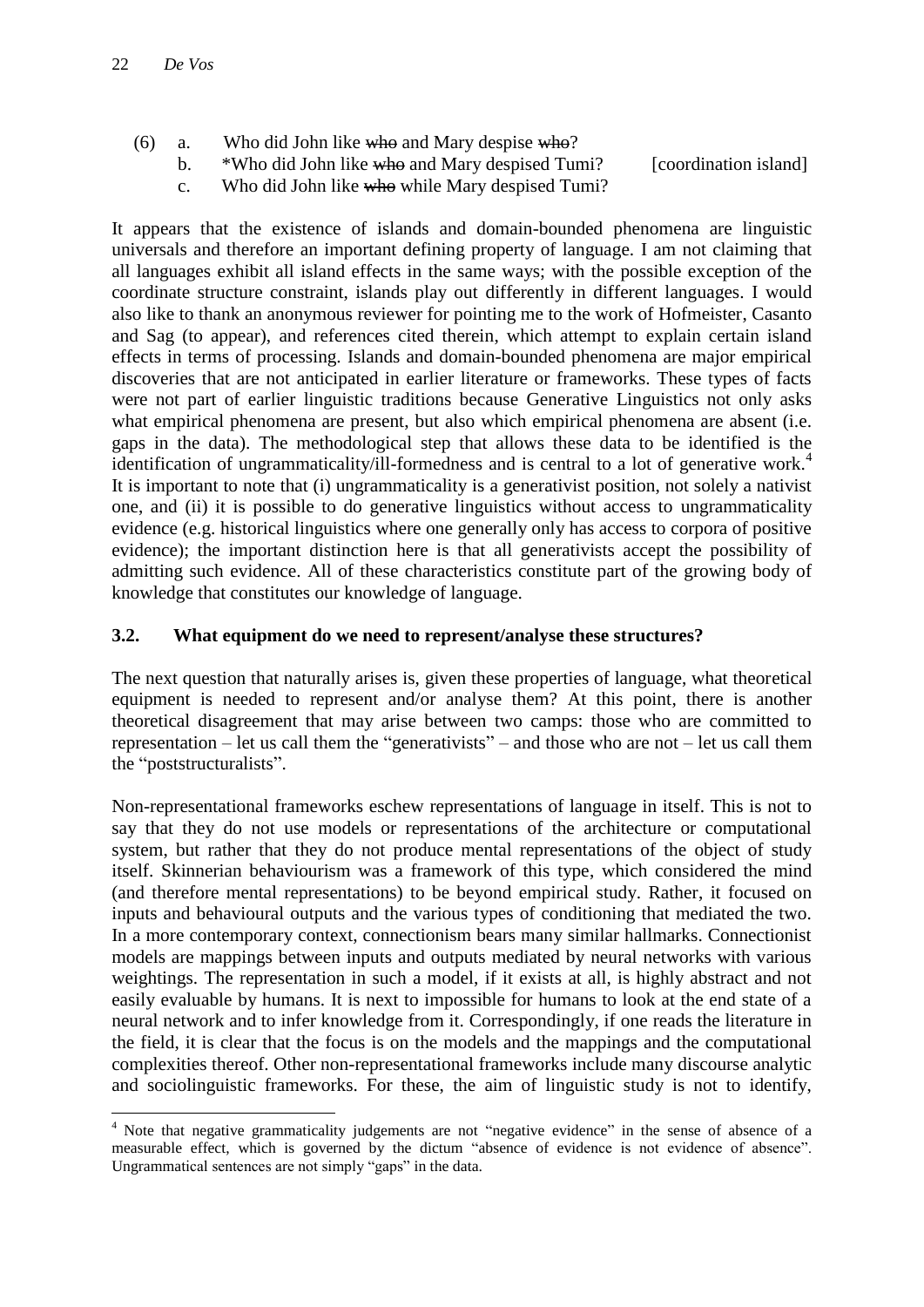(6) a. Who did John like ~~who~~ and Mary despise ~~who~~?
    b. *Who did John like ~~who~~ and Mary despised Tumi? [coordination island]
    c. Who did John like ~~who~~ while Mary despised Tumi?

It appears that the existence of islands and domain-bounded phenomena are linguistic universals and therefore an important defining property of language. I am not claiming that all languages exhibit all island effects in the same ways; with the possible exception of the coordinate structure constraint, islands play out differently in different languages. I would also like to thank an anonymous reviewer for pointing me to the work of Hofmeister, Casanto and Sag (to appear), and references cited therein, which attempt to explain certain island effects in terms of processing. Islands and domain-bounded phenomena are major empirical discoveries that are not anticipated in earlier literature or frameworks. These types of facts were not part of earlier linguistic traditions because Generative Linguistics not only asks what empirical phenomena are present, but also which empirical phenomena are absent (i.e. gaps in the data). The methodological step that allows these data to be identified is the identification of ungrammaticality/ill-formedness and is central to a lot of generative work.[4] It is important to note that (i) ungrammaticality is a generativist position, not solely a nativist one, and (ii) it is possible to do generative linguistics without access to ungrammaticality evidence (e.g. historical linguistics where one generally only has access to corpora of positive evidence); the important distinction here is that all generativists accept the possibility of admitting such evidence. All of these characteristics constitute part of the growing body of knowledge that constitutes our knowledge of language.

### 3.2. What equipment do we need to represent/analyse these structures?

The next question that naturally arises is, given these properties of language, what theoretical equipment is needed to represent and/or analyse them? At this point, there is another theoretical disagreement that may arise between two camps: those who are committed to representation – let us call them the "generativists" – and those who are not – let us call them the "poststructuralists".

Non-representational frameworks eschew representations of language in itself. This is not to say that they do not use models or representations of the architecture or computational system, but rather that they do not produce mental representations of the object of study itself. Skinnerian behaviourism was a framework of this type, which considered the mind (and therefore mental representations) to be beyond empirical study. Rather, it focused on inputs and behavioural outputs and the various types of conditioning that mediated the two. In a more contemporary context, connectionism bears many similar hallmarks. Connectionist models are mappings between inputs and outputs mediated by neural networks with various weightings. The representation in such a model, if it exists at all, is highly abstract and not easily evaluable by humans. It is next to impossible for humans to look at the end state of a neural network and to infer knowledge from it. Correspondingly, if one reads the literature in the field, it is clear that the focus is on the models and the mappings and the computational complexities thereof. Other non-representational frameworks include many discourse analytic and sociolinguistic frameworks. For these, the aim of linguistic study is not to identify,

---

[4] Note that negative grammaticality judgements are not "negative evidence" in the sense of absence of a measurable effect, which is governed by the dictum "absence of evidence is not evidence of absence". Ungrammatical sentences are not simply "gaps" in the data.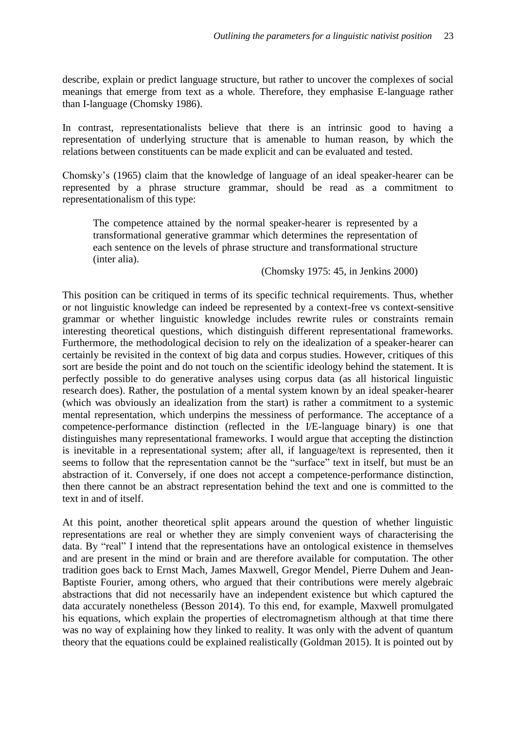describe, explain or predict language structure, but rather to uncover the complexes of social meanings that emerge from text as a whole. Therefore, they emphasise E-language rather than I-language (Chomsky 1986).

In contrast, representationalists believe that there is an intrinsic good to having a representation of underlying structure that is amenable to human reason, by which the relations between constituents can be made explicit and can be evaluated and tested.

Chomsky's (1965) claim that the knowledge of language of an ideal speaker-hearer can be represented by a phrase structure grammar, should be read as a commitment to representationalism of this type:

> The competence attained by the normal speaker-hearer is represented by a transformational generative grammar which determines the representation of each sentence on the levels of phrase structure and transformational structure (inter alia).
>
> (Chomsky 1975: 45, in Jenkins 2000)

This position can be critiqued in terms of its specific technical requirements. Thus, whether or not linguistic knowledge can indeed be represented by a context-free vs context-sensitive grammar or whether linguistic knowledge includes rewrite rules or constraints remain interesting theoretical questions, which distinguish different representational frameworks. Furthermore, the methodological decision to rely on the idealization of a speaker-hearer can certainly be revisited in the context of big data and corpus studies. However, critiques of this sort are beside the point and do not touch on the scientific ideology behind the statement. It is perfectly possible to do generative analyses using corpus data (as all historical linguistic research does). Rather, the postulation of a mental system known by an ideal speaker-hearer (which was obviously an idealization from the start) is rather a commitment to a systemic mental representation, which underpins the messiness of performance. The acceptance of a competence-performance distinction (reflected in the I/E-language binary) is one that distinguishes many representational frameworks. I would argue that accepting the distinction is inevitable in a representational system; after all, if language/text is represented, then it seems to follow that the representation cannot be the "surface" text in itself, but must be an abstraction of it. Conversely, if one does not accept a competence-performance distinction, then there cannot be an abstract representation behind the text and one is committed to the text in and of itself.

At this point, another theoretical split appears around the question of whether linguistic representations are real or whether they are simply convenient ways of characterising the data. By "real" I intend that the representations have an ontological existence in themselves and are present in the mind or brain and are therefore available for computation. The other tradition goes back to Ernst Mach, James Maxwell, Gregor Mendel, Pierre Duhem and Jean-Baptiste Fourier, among others, who argued that their contributions were merely algebraic abstractions that did not necessarily have an independent existence but which captured the data accurately nonetheless (Besson 2014). To this end, for example, Maxwell promulgated his equations, which explain the properties of electromagnetism although at that time there was no way of explaining how they linked to reality. It was only with the advent of quantum theory that the equations could be explained realistically (Goldman 2015). It is pointed out by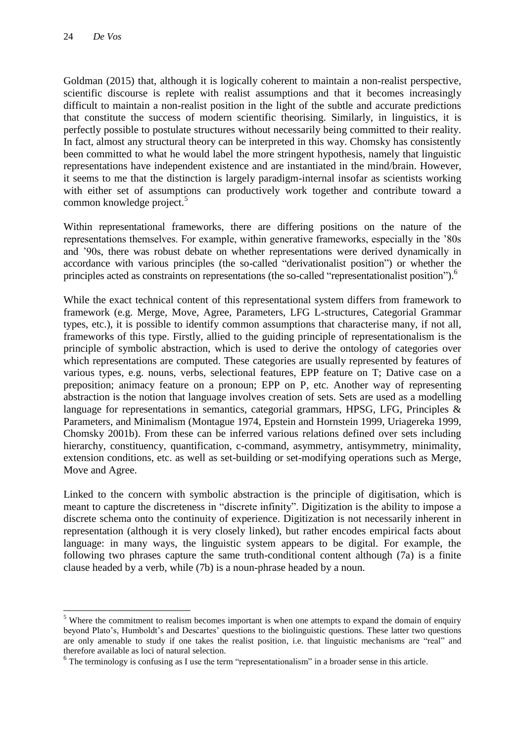Goldman (2015) that, although it is logically coherent to maintain a non-realist perspective, scientific discourse is replete with realist assumptions and that it becomes increasingly difficult to maintain a non-realist position in the light of the subtle and accurate predictions that constitute the success of modern scientific theorising. Similarly, in linguistics, it is perfectly possible to postulate structures without necessarily being committed to their reality. In fact, almost any structural theory can be interpreted in this way. Chomsky has consistently been committed to what he would label the more stringent hypothesis, namely that linguistic representations have independent existence and are instantiated in the mind/brain. However, it seems to me that the distinction is largely paradigm-internal insofar as scientists working with either set of assumptions can productively work together and contribute toward a common knowledge project.[5]

Within representational frameworks, there are differing positions on the nature of the representations themselves. For example, within generative frameworks, especially in the '80s and '90s, there was robust debate on whether representations were derived dynamically in accordance with various principles (the so-called "derivationalist position") or whether the principles acted as constraints on representations (the so-called "representationalist position").[6]

While the exact technical content of this representational system differs from framework to framework (e.g. Merge, Move, Agree, Parameters, LFG L-structures, Categorial Grammar types, etc.), it is possible to identify common assumptions that characterise many, if not all, frameworks of this type. Firstly, allied to the guiding principle of representationalism is the principle of symbolic abstraction, which is used to derive the ontology of categories over which representations are computed. These categories are usually represented by features of various types, e.g. nouns, verbs, selectional features, EPP feature on T; Dative case on a preposition; animacy feature on a pronoun; EPP on P, etc. Another way of representing abstraction is the notion that language involves creation of sets. Sets are used as a modelling language for representations in semantics, categorial grammars, HPSG, LFG, Principles & Parameters, and Minimalism (Montague 1974, Epstein and Hornstein 1999, Uriagereka 1999, Chomsky 2001b). From these can be inferred various relations defined over sets including hierarchy, constituency, quantification, c-command, asymmetry, antisymmetry, minimality, extension conditions, etc. as well as set-building or set-modifying operations such as Merge, Move and Agree.

Linked to the concern with symbolic abstraction is the principle of digitisation, which is meant to capture the discreteness in "discrete infinity". Digitization is the ability to impose a discrete schema onto the continuity of experience. Digitization is not necessarily inherent in representation (although it is very closely linked), but rather encodes empirical facts about language: in many ways, the linguistic system appears to be digital. For example, the following two phrases capture the same truth-conditional content although (7a) is a finite clause headed by a verb, while (7b) is a noun-phrase headed by a noun.

---

[5] Where the commitment to realism becomes important is when one attempts to expand the domain of enquiry beyond Plato's, Humboldt's and Descartes' questions to the biolinguistic questions. These latter two questions are only amenable to study if one takes the realist position, i.e. that linguistic mechanisms are "real" and therefore available as loci of natural selection.

[6] The terminology is confusing as I use the term "representationalism" in a broader sense in this article.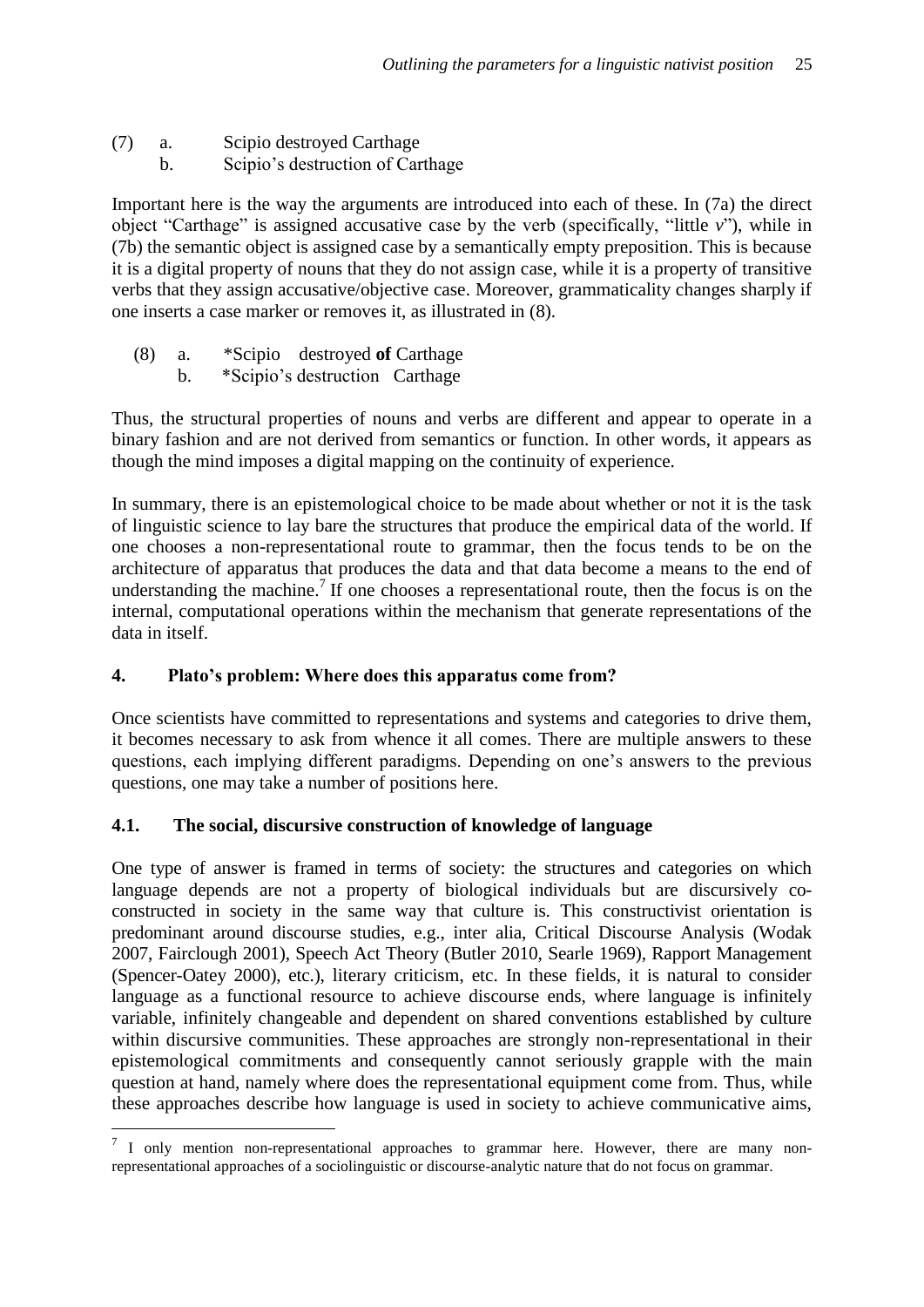(7) a. Scipio destroyed Carthage
    b. Scipio's destruction of Carthage

Important here is the way the arguments are introduced into each of these. In (7a) the direct object "Carthage" is assigned accusative case by the verb (specifically, "little *v*"), while in (7b) the semantic object is assigned case by a semantically empty preposition. This is because it is a digital property of nouns that they do not assign case, while it is a property of transitive verbs that they assign accusative/objective case. Moreover, grammaticality changes sharply if one inserts a case marker or removes it, as illustrated in (8).

(8) a. *Scipio destroyed **of** Carthage
    b. *Scipio's destruction Carthage

Thus, the structural properties of nouns and verbs are different and appear to operate in a binary fashion and are not derived from semantics or function. In other words, it appears as though the mind imposes a digital mapping on the continuity of experience.

In summary, there is an epistemological choice to be made about whether or not it is the task of linguistic science to lay bare the structures that produce the empirical data of the world. If one chooses a non-representational route to grammar, then the focus tends to be on the architecture of apparatus that produces the data and that data become a means to the end of understanding the machine.[7] If one chooses a representational route, then the focus is on the internal, computational operations within the mechanism that generate representations of the data in itself.

## 4. Plato's problem: Where does this apparatus come from?

Once scientists have committed to representations and systems and categories to drive them, it becomes necessary to ask from whence it all comes. There are multiple answers to these questions, each implying different paradigms. Depending on one's answers to the previous questions, one may take a number of positions here.

### 4.1. The social, discursive construction of knowledge of language

One type of answer is framed in terms of society: the structures and categories on which language depends are not a property of biological individuals but are discursively co-constructed in society in the same way that culture is. This constructivist orientation is predominant around discourse studies, e.g., inter alia, Critical Discourse Analysis (Wodak 2007, Fairclough 2001), Speech Act Theory (Butler 2010, Searle 1969), Rapport Management (Spencer-Oatey 2000), etc.), literary criticism, etc. In these fields, it is natural to consider language as a functional resource to achieve discourse ends, where language is infinitely variable, infinitely changeable and dependent on shared conventions established by culture within discursive communities. These approaches are strongly non-representational in their epistemological commitments and consequently cannot seriously grapple with the main question at hand, namely where does the representational equipment come from. Thus, while these approaches describe how language is used in society to achieve communicative aims,

[7] I only mention non-representational approaches to grammar here. However, there are many non-representational approaches of a sociolinguistic or discourse-analytic nature that do not focus on grammar.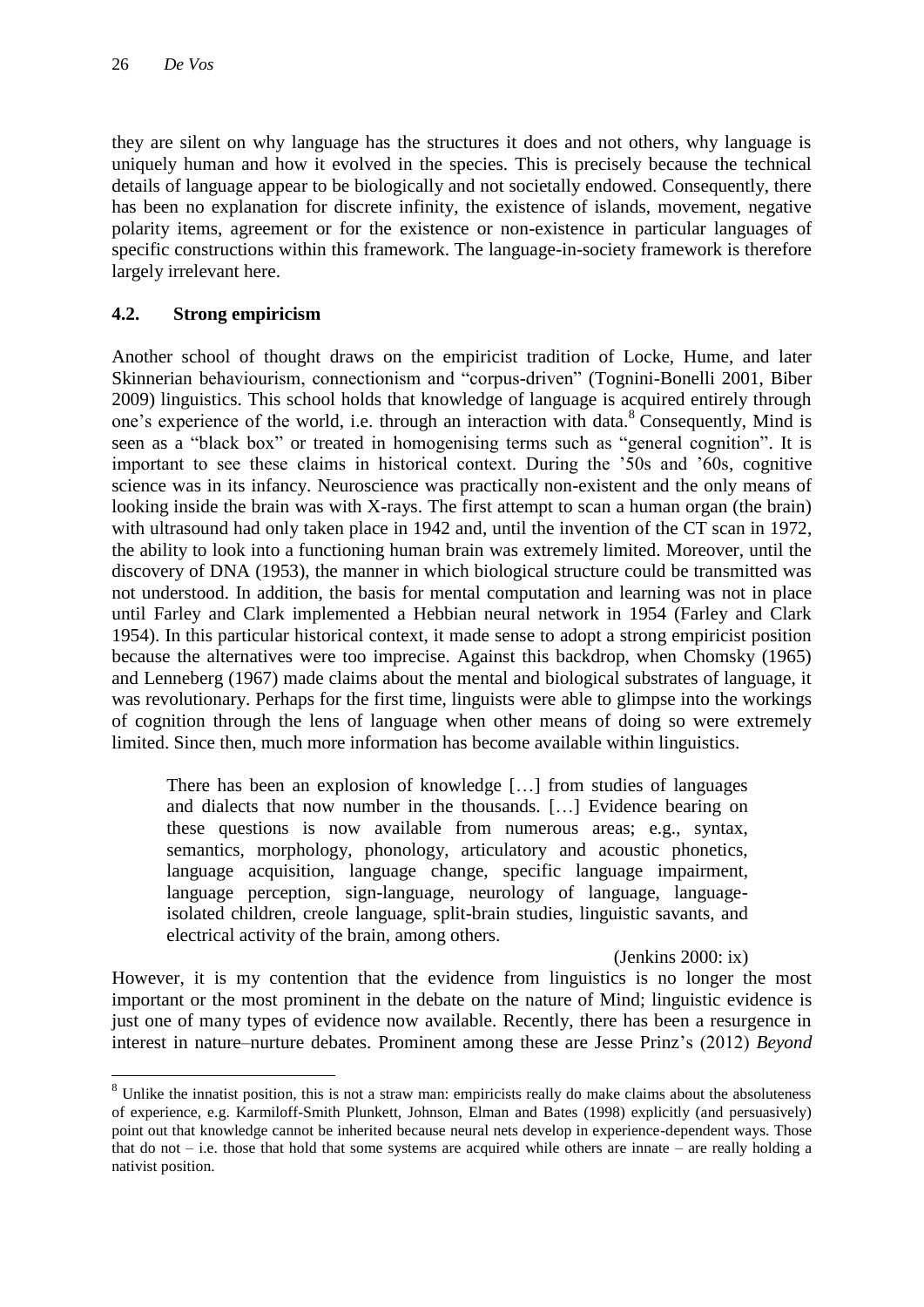they are silent on why language has the structures it does and not others, why language is uniquely human and how it evolved in the species. This is precisely because the technical details of language appear to be biologically and not societally endowed. Consequently, there has been no explanation for discrete infinity, the existence of islands, movement, negative polarity items, agreement or for the existence or non-existence in particular languages of specific constructions within this framework. The language-in-society framework is therefore largely irrelevant here.

### 4.2. Strong empiricism

Another school of thought draws on the empiricist tradition of Locke, Hume, and later Skinnerian behaviourism, connectionism and "corpus-driven" (Tognini-Bonelli 2001, Biber 2009) linguistics. This school holds that knowledge of language is acquired entirely through one's experience of the world, i.e. through an interaction with data.[8] Consequently, Mind is seen as a "black box" or treated in homogenising terms such as "general cognition". It is important to see these claims in historical context. During the '50s and '60s, cognitive science was in its infancy. Neuroscience was practically non-existent and the only means of looking inside the brain was with X-rays. The first attempt to scan a human organ (the brain) with ultrasound had only taken place in 1942 and, until the invention of the CT scan in 1972, the ability to look into a functioning human brain was extremely limited. Moreover, until the discovery of DNA (1953), the manner in which biological structure could be transmitted was not understood. In addition, the basis for mental computation and learning was not in place until Farley and Clark implemented a Hebbian neural network in 1954 (Farley and Clark 1954). In this particular historical context, it made sense to adopt a strong empiricist position because the alternatives were too imprecise. Against this backdrop, when Chomsky (1965) and Lenneberg (1967) made claims about the mental and biological substrates of language, it was revolutionary. Perhaps for the first time, linguists were able to glimpse into the workings of cognition through the lens of language when other means of doing so were extremely limited. Since then, much more information has become available within linguistics.

> There has been an explosion of knowledge […] from studies of languages and dialects that now number in the thousands. […] Evidence bearing on these questions is now available from numerous areas; e.g., syntax, semantics, morphology, phonology, articulatory and acoustic phonetics, language acquisition, language change, specific language impairment, language perception, sign-language, neurology of language, language-isolated children, creole language, split-brain studies, linguistic savants, and electrical activity of the brain, among others.
>
> (Jenkins 2000: ix)

However, it is my contention that the evidence from linguistics is no longer the most important or the most prominent in the debate on the nature of Mind; linguistic evidence is just one of many types of evidence now available. Recently, there has been a resurgence in interest in nature–nurture debates. Prominent among these are Jesse Prinz's (2012) *Beyond*

---

[8] Unlike the innatist position, this is not a straw man: empiricists really do make claims about the absoluteness of experience, e.g. Karmiloff-Smith Plunkett, Johnson, Elman and Bates (1998) explicitly (and persuasively) point out that knowledge cannot be inherited because neural nets develop in experience-dependent ways. Those that do not – i.e. those that hold that some systems are acquired while others are innate – are really holding a nativist position.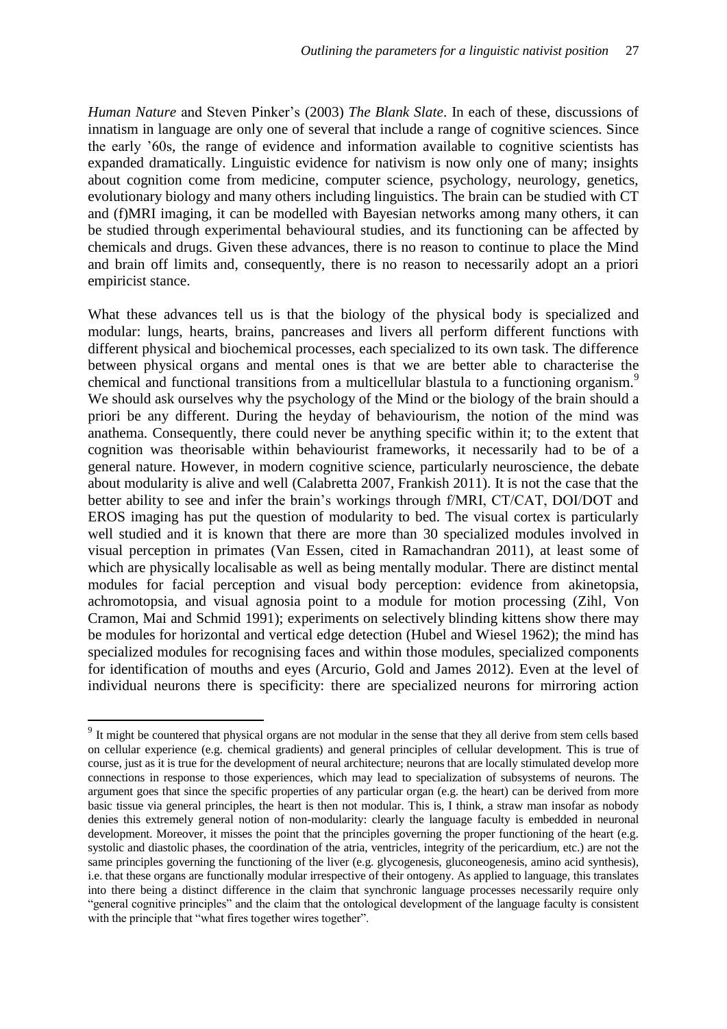*Human Nature* and Steven Pinker's (2003) *The Blank Slate*. In each of these, discussions of innatism in language are only one of several that include a range of cognitive sciences. Since the early '60s, the range of evidence and information available to cognitive scientists has expanded dramatically. Linguistic evidence for nativism is now only one of many; insights about cognition come from medicine, computer science, psychology, neurology, genetics, evolutionary biology and many others including linguistics. The brain can be studied with CT and (f)MRI imaging, it can be modelled with Bayesian networks among many others, it can be studied through experimental behavioural studies, and its functioning can be affected by chemicals and drugs. Given these advances, there is no reason to continue to place the Mind and brain off limits and, consequently, there is no reason to necessarily adopt an a priori empiricist stance.

What these advances tell us is that the biology of the physical body is specialized and modular: lungs, hearts, brains, pancreases and livers all perform different functions with different physical and biochemical processes, each specialized to its own task. The difference between physical organs and mental ones is that we are better able to characterise the chemical and functional transitions from a multicellular blastula to a functioning organism.[9] We should ask ourselves why the psychology of the Mind or the biology of the brain should a priori be any different. During the heyday of behaviourism, the notion of the mind was anathema. Consequently, there could never be anything specific within it; to the extent that cognition was theorisable within behaviourist frameworks, it necessarily had to be of a general nature. However, in modern cognitive science, particularly neuroscience, the debate about modularity is alive and well (Calabretta 2007, Frankish 2011). It is not the case that the better ability to see and infer the brain's workings through f/MRI, CT/CAT, DOI/DOT and EROS imaging has put the question of modularity to bed. The visual cortex is particularly well studied and it is known that there are more than 30 specialized modules involved in visual perception in primates (Van Essen, cited in Ramachandran 2011), at least some of which are physically localisable as well as being mentally modular. There are distinct mental modules for facial perception and visual body perception: evidence from akinetopsia, achromotopsia, and visual agnosia point to a module for motion processing (Zihl, Von Cramon, Mai and Schmid 1991); experiments on selectively blinding kittens show there may be modules for horizontal and vertical edge detection (Hubel and Wiesel 1962); the mind has specialized modules for recognising faces and within those modules, specialized components for identification of mouths and eyes (Arcurio, Gold and James 2012). Even at the level of individual neurons there is specificity: there are specialized neurons for mirroring action

---

[9] It might be countered that physical organs are not modular in the sense that they all derive from stem cells based on cellular experience (e.g. chemical gradients) and general principles of cellular development. This is true of course, just as it is true for the development of neural architecture; neurons that are locally stimulated develop more connections in response to those experiences, which may lead to specialization of subsystems of neurons. The argument goes that since the specific properties of any particular organ (e.g. the heart) can be derived from more basic tissue via general principles, the heart is then not modular. This is, I think, a straw man insofar as nobody denies this extremely general notion of non-modularity: clearly the language faculty is embedded in neuronal development. Moreover, it misses the point that the principles governing the proper functioning of the heart (e.g. systolic and diastolic phases, the coordination of the atria, ventricles, integrity of the pericardium, etc.) are not the same principles governing the functioning of the liver (e.g. glycogenesis, gluconeogenesis, amino acid synthesis), i.e. that these organs are functionally modular irrespective of their ontogeny. As applied to language, this translates into there being a distinct difference in the claim that synchronic language processes necessarily require only "general cognitive principles" and the claim that the ontological development of the language faculty is consistent with the principle that "what fires together wires together".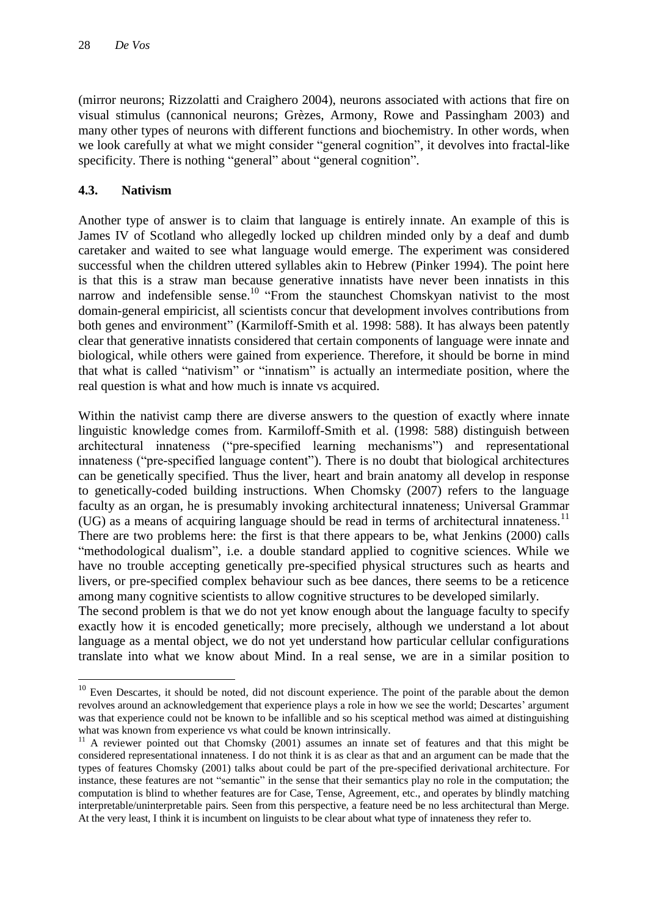(mirror neurons; Rizzolatti and Craighero 2004), neurons associated with actions that fire on visual stimulus (cannonical neurons; Grèzes, Armony, Rowe and Passingham 2003) and many other types of neurons with different functions and biochemistry. In other words, when we look carefully at what we might consider "general cognition", it devolves into fractal-like specificity. There is nothing "general" about "general cognition".

### 4.3. Nativism

Another type of answer is to claim that language is entirely innate. An example of this is James IV of Scotland who allegedly locked up children minded only by a deaf and dumb caretaker and waited to see what language would emerge. The experiment was considered successful when the children uttered syllables akin to Hebrew (Pinker 1994). The point here is that this is a straw man because generative innatists have never been innatists in this narrow and indefensible sense.[10] "From the staunchest Chomskyan nativist to the most domain-general empiricist, all scientists concur that development involves contributions from both genes and environment" (Karmiloff-Smith et al. 1998: 588). It has always been patently clear that generative innatists considered that certain components of language were innate and biological, while others were gained from experience. Therefore, it should be borne in mind that what is called "nativism" or "innatism" is actually an intermediate position, where the real question is what and how much is innate vs acquired.

Within the nativist camp there are diverse answers to the question of exactly where innate linguistic knowledge comes from. Karmiloff-Smith et al. (1998: 588) distinguish between architectural innateness ("pre-specified learning mechanisms") and representational innateness ("pre-specified language content"). There is no doubt that biological architectures can be genetically specified. Thus the liver, heart and brain anatomy all develop in response to genetically-coded building instructions. When Chomsky (2007) refers to the language faculty as an organ, he is presumably invoking architectural innateness; Universal Grammar (UG) as a means of acquiring language should be read in terms of architectural innateness.[11] There are two problems here: the first is that there appears to be, what Jenkins (2000) calls "methodological dualism", i.e. a double standard applied to cognitive sciences. While we have no trouble accepting genetically pre-specified physical structures such as hearts and livers, or pre-specified complex behaviour such as bee dances, there seems to be a reticence among many cognitive scientists to allow cognitive structures to be developed similarly.

The second problem is that we do not yet know enough about the language faculty to specify exactly how it is encoded genetically; more precisely, although we understand a lot about language as a mental object, we do not yet understand how particular cellular configurations translate into what we know about Mind. In a real sense, we are in a similar position to

---

[10] Even Descartes, it should be noted, did not discount experience. The point of the parable about the demon revolves around an acknowledgement that experience plays a role in how we see the world; Descartes' argument was that experience could not be known to be infallible and so his sceptical method was aimed at distinguishing what was known from experience vs what could be known intrinsically.

[11] A reviewer pointed out that Chomsky (2001) assumes an innate set of features and that this might be considered representational innateness. I do not think it is as clear as that and an argument can be made that the types of features Chomsky (2001) talks about could be part of the pre-specified derivational architecture. For instance, these features are not "semantic" in the sense that their semantics play no role in the computation; the computation is blind to whether features are for Case, Tense, Agreement, etc., and operates by blindly matching interpretable/uninterpretable pairs. Seen from this perspective, a feature need be no less architectural than Merge. At the very least, I think it is incumbent on linguists to be clear about what type of innateness they refer to.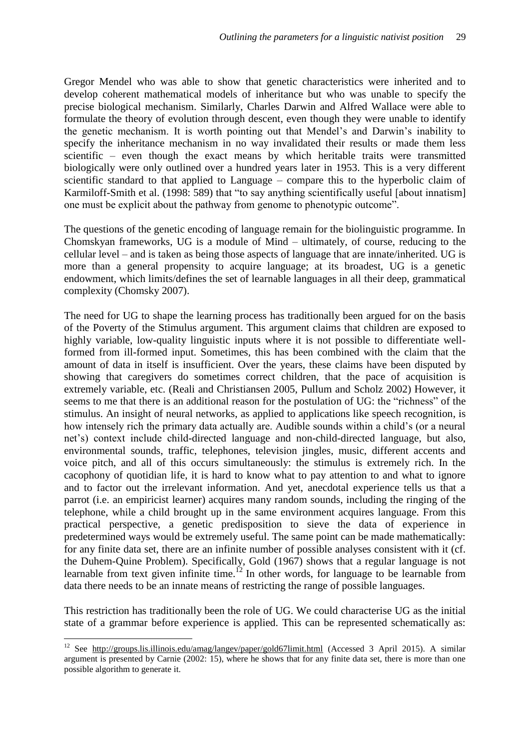Gregor Mendel who was able to show that genetic characteristics were inherited and to develop coherent mathematical models of inheritance but who was unable to specify the precise biological mechanism. Similarly, Charles Darwin and Alfred Wallace were able to formulate the theory of evolution through descent, even though they were unable to identify the genetic mechanism. It is worth pointing out that Mendel's and Darwin's inability to specify the inheritance mechanism in no way invalidated their results or made them less scientific – even though the exact means by which heritable traits were transmitted biologically were only outlined over a hundred years later in 1953. This is a very different scientific standard to that applied to Language – compare this to the hyperbolic claim of Karmiloff-Smith et al. (1998: 589) that "to say anything scientifically useful [about innatism] one must be explicit about the pathway from genome to phenotypic outcome".

The questions of the genetic encoding of language remain for the biolinguistic programme. In Chomskyan frameworks, UG is a module of Mind – ultimately, of course, reducing to the cellular level – and is taken as being those aspects of language that are innate/inherited. UG is more than a general propensity to acquire language; at its broadest, UG is a genetic endowment, which limits/defines the set of learnable languages in all their deep, grammatical complexity (Chomsky 2007).

The need for UG to shape the learning process has traditionally been argued for on the basis of the Poverty of the Stimulus argument. This argument claims that children are exposed to highly variable, low-quality linguistic inputs where it is not possible to differentiate well-formed from ill-formed input. Sometimes, this has been combined with the claim that the amount of data in itself is insufficient. Over the years, these claims have been disputed by showing that caregivers do sometimes correct children, that the pace of acquisition is extremely variable, etc. (Reali and Christiansen 2005, Pullum and Scholz 2002) However, it seems to me that there is an additional reason for the postulation of UG: the "richness" of the stimulus. An insight of neural networks, as applied to applications like speech recognition, is how intensely rich the primary data actually are. Audible sounds within a child's (or a neural net's) context include child-directed language and non-child-directed language, but also, environmental sounds, traffic, telephones, television jingles, music, different accents and voice pitch, and all of this occurs simultaneously: the stimulus is extremely rich. In the cacophony of quotidian life, it is hard to know what to pay attention to and what to ignore and to factor out the irrelevant information. And yet, anecdotal experience tells us that a parrot (i.e. an empiricist learner) acquires many random sounds, including the ringing of the telephone, while a child brought up in the same environment acquires language. From this practical perspective, a genetic predisposition to sieve the data of experience in predetermined ways would be extremely useful. The same point can be made mathematically: for any finite data set, there are an infinite number of possible analyses consistent with it (cf. the Duhem-Quine Problem). Specifically, Gold (1967) shows that a regular language is not learnable from text given infinite time.[12] In other words, for language to be learnable from data there needs to be an innate means of restricting the range of possible languages.

This restriction has traditionally been the role of UG. We could characterise UG as the initial state of a grammar before experience is applied. This can be represented schematically as:

[12] See http://groups.lis.illinois.edu/amag/langev/paper/gold67limit.html (Accessed 3 April 2015). A similar argument is presented by Carnie (2002: 15), where he shows that for any finite data set, there is more than one possible algorithm to generate it.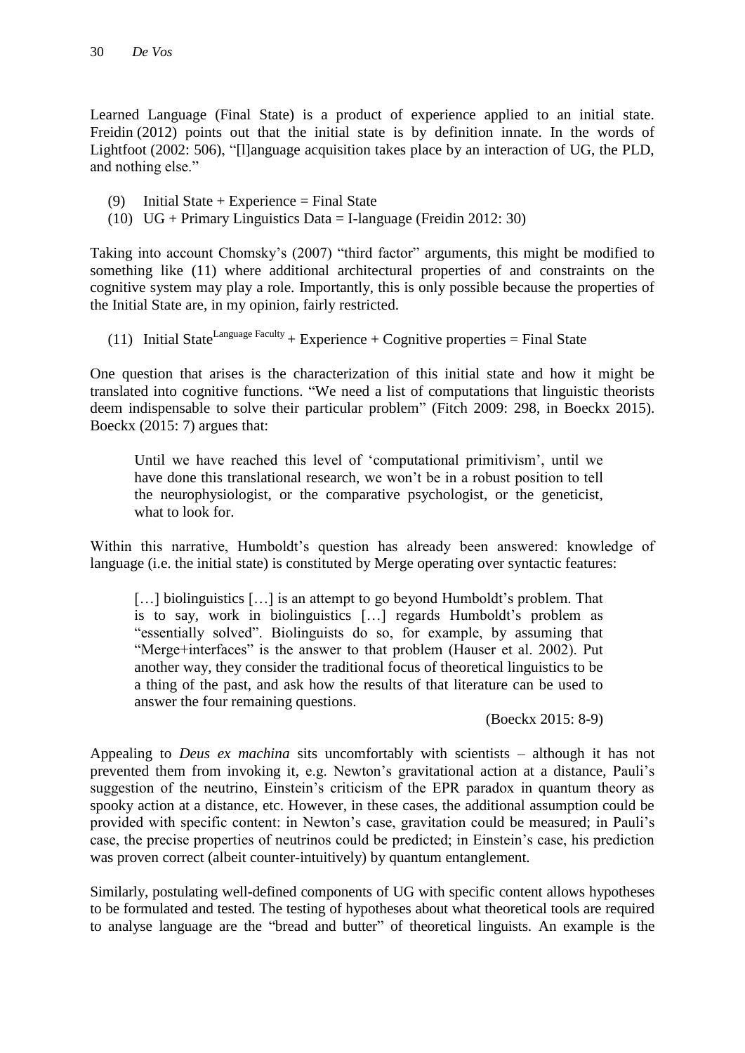Learned Language (Final State) is a product of experience applied to an initial state. Freidin (2012) points out that the initial state is by definition innate. In the words of Lightfoot (2002: 506), "[l]anguage acquisition takes place by an interaction of UG, the PLD, and nothing else."

(9) Initial State + Experience = Final State

(10) UG + Primary Linguistics Data = I-language (Freidin 2012: 30)

Taking into account Chomsky's (2007) "third factor" arguments, this might be modified to something like (11) where additional architectural properties of and constraints on the cognitive system may play a role. Importantly, this is only possible because the properties of the Initial State are, in my opinion, fairly restricted.

(11) Initial State$^{\text{Language Faculty}}$ + Experience + Cognitive properties = Final State

One question that arises is the characterization of this initial state and how it might be translated into cognitive functions. "We need a list of computations that linguistic theorists deem indispensable to solve their particular problem" (Fitch 2009: 298, in Boeckx 2015). Boeckx (2015: 7) argues that:

> Until we have reached this level of 'computational primitivism', until we have done this translational research, we won't be in a robust position to tell the neurophysiologist, or the comparative psychologist, or the geneticist, what to look for.

Within this narrative, Humboldt's question has already been answered: knowledge of language (i.e. the initial state) is constituted by Merge operating over syntactic features:

> […] biolinguistics […] is an attempt to go beyond Humboldt's problem. That is to say, work in biolinguistics […] regards Humboldt's problem as "essentially solved". Biolinguists do so, for example, by assuming that "Merge+interfaces" is the answer to that problem (Hauser et al. 2002). Put another way, they consider the traditional focus of theoretical linguistics to be a thing of the past, and ask how the results of that literature can be used to answer the four remaining questions.
>
> (Boeckx 2015: 8-9)

Appealing to *Deus ex machina* sits uncomfortably with scientists – although it has not prevented them from invoking it, e.g. Newton's gravitational action at a distance, Pauli's suggestion of the neutrino, Einstein's criticism of the EPR paradox in quantum theory as spooky action at a distance, etc. However, in these cases, the additional assumption could be provided with specific content: in Newton's case, gravitation could be measured; in Pauli's case, the precise properties of neutrinos could be predicted; in Einstein's case, his prediction was proven correct (albeit counter-intuitively) by quantum entanglement.

Similarly, postulating well-defined components of UG with specific content allows hypotheses to be formulated and tested. The testing of hypotheses about what theoretical tools are required to analyse language are the "bread and butter" of theoretical linguists. An example is the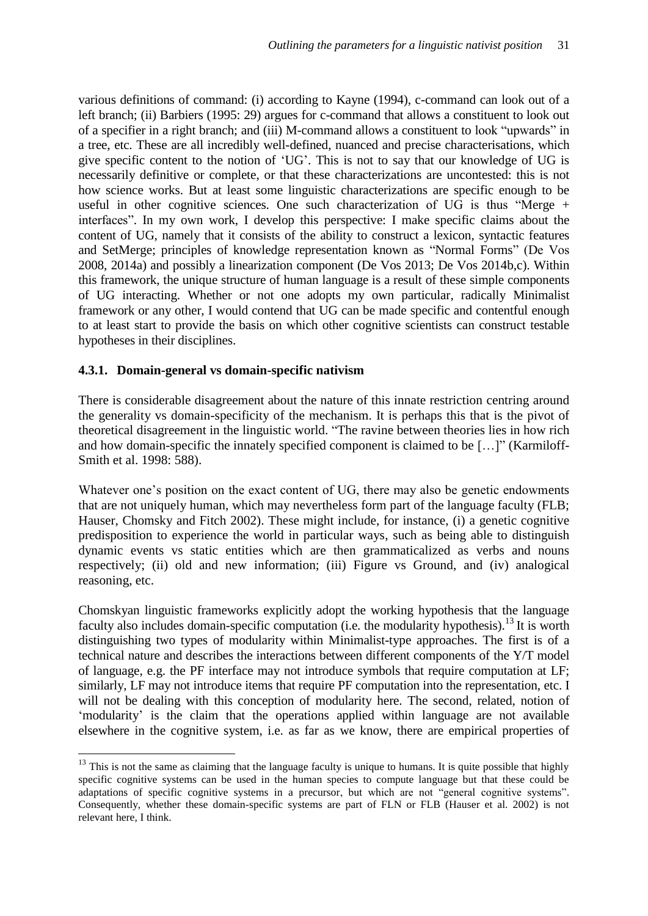various definitions of command: (i) according to Kayne (1994), c-command can look out of a left branch; (ii) Barbiers (1995: 29) argues for c-command that allows a constituent to look out of a specifier in a right branch; and (iii) M-command allows a constituent to look "upwards" in a tree, etc. These are all incredibly well-defined, nuanced and precise characterisations, which give specific content to the notion of 'UG'. This is not to say that our knowledge of UG is necessarily definitive or complete, or that these characterizations are uncontested: this is not how science works. But at least some linguistic characterizations are specific enough to be useful in other cognitive sciences. One such characterization of UG is thus "Merge + interfaces". In my own work, I develop this perspective: I make specific claims about the content of UG, namely that it consists of the ability to construct a lexicon, syntactic features and SetMerge; principles of knowledge representation known as "Normal Forms" (De Vos 2008, 2014a) and possibly a linearization component (De Vos 2013; De Vos 2014b,c). Within this framework, the unique structure of human language is a result of these simple components of UG interacting. Whether or not one adopts my own particular, radically Minimalist framework or any other, I would contend that UG can be made specific and contentful enough to at least start to provide the basis on which other cognitive scientists can construct testable hypotheses in their disciplines.

### 4.3.1. Domain-general vs domain-specific nativism

There is considerable disagreement about the nature of this innate restriction centring around the generality vs domain-specificity of the mechanism. It is perhaps this that is the pivot of theoretical disagreement in the linguistic world. "The ravine between theories lies in how rich and how domain-specific the innately specified component is claimed to be […]" (Karmiloff-Smith et al. 1998: 588).

Whatever one's position on the exact content of UG, there may also be genetic endowments that are not uniquely human, which may nevertheless form part of the language faculty (FLB; Hauser, Chomsky and Fitch 2002). These might include, for instance, (i) a genetic cognitive predisposition to experience the world in particular ways, such as being able to distinguish dynamic events vs static entities which are then grammaticalized as verbs and nouns respectively; (ii) old and new information; (iii) Figure vs Ground, and (iv) analogical reasoning, etc.

Chomskyan linguistic frameworks explicitly adopt the working hypothesis that the language faculty also includes domain-specific computation (i.e. the modularity hypothesis).[13] It is worth distinguishing two types of modularity within Minimalist-type approaches. The first is of a technical nature and describes the interactions between different components of the Y/T model of language, e.g. the PF interface may not introduce symbols that require computation at LF; similarly, LF may not introduce items that require PF computation into the representation, etc. I will not be dealing with this conception of modularity here. The second, related, notion of 'modularity' is the claim that the operations applied within language are not available elsewhere in the cognitive system, i.e. as far as we know, there are empirical properties of

[13] This is not the same as claiming that the language faculty is unique to humans. It is quite possible that highly specific cognitive systems can be used in the human species to compute language but that these could be adaptations of specific cognitive systems in a precursor, but which are not "general cognitive systems". Consequently, whether these domain-specific systems are part of FLN or FLB (Hauser et al. 2002) is not relevant here, I think.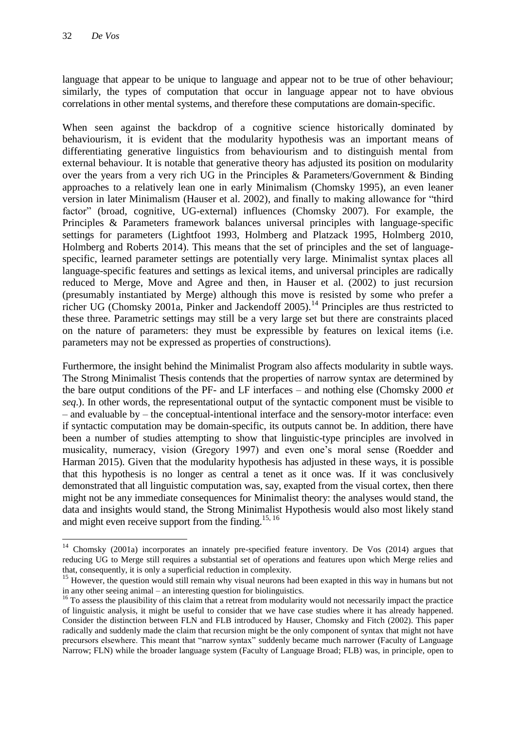language that appear to be unique to language and appear not to be true of other behaviour; similarly, the types of computation that occur in language appear not to have obvious correlations in other mental systems, and therefore these computations are domain-specific.

When seen against the backdrop of a cognitive science historically dominated by behaviourism, it is evident that the modularity hypothesis was an important means of differentiating generative linguistics from behaviourism and to distinguish mental from external behaviour. It is notable that generative theory has adjusted its position on modularity over the years from a very rich UG in the Principles & Parameters/Government & Binding approaches to a relatively lean one in early Minimalism (Chomsky 1995), an even leaner version in later Minimalism (Hauser et al. 2002), and finally to making allowance for "third factor" (broad, cognitive, UG-external) influences (Chomsky 2007). For example, the Principles & Parameters framework balances universal principles with language-specific settings for parameters (Lightfoot 1993, Holmberg and Platzack 1995, Holmberg 2010, Holmberg and Roberts 2014). This means that the set of principles and the set of language-specific, learned parameter settings are potentially very large. Minimalist syntax places all language-specific features and settings as lexical items, and universal principles are radically reduced to Merge, Move and Agree and then, in Hauser et al. (2002) to just recursion (presumably instantiated by Merge) although this move is resisted by some who prefer a richer UG (Chomsky 2001a, Pinker and Jackendoff 2005).[14] Principles are thus restricted to these three. Parametric settings may still be a very large set but there are constraints placed on the nature of parameters: they must be expressible by features on lexical items (i.e. parameters may not be expressed as properties of constructions).

Furthermore, the insight behind the Minimalist Program also affects modularity in subtle ways. The Strong Minimalist Thesis contends that the properties of narrow syntax are determined by the bare output conditions of the PF- and LF interfaces – and nothing else (Chomsky 2000 *et seq*.). In other words, the representational output of the syntactic component must be visible to – and evaluable by – the conceptual-intentional interface and the sensory-motor interface: even if syntactic computation may be domain-specific, its outputs cannot be. In addition, there have been a number of studies attempting to show that linguistic-type principles are involved in musicality, numeracy, vision (Gregory 1997) and even one's moral sense (Roedder and Harman 2015). Given that the modularity hypothesis has adjusted in these ways, it is possible that this hypothesis is no longer as central a tenet as it once was. If it was conclusively demonstrated that all linguistic computation was, say, exapted from the visual cortex, then there might not be any immediate consequences for Minimalist theory: the analyses would stand, the data and insights would stand, the Strong Minimalist Hypothesis would also most likely stand and might even receive support from the finding.[15, 16]

---

[14] Chomsky (2001a) incorporates an innately pre-specified feature inventory. De Vos (2014) argues that reducing UG to Merge still requires a substantial set of operations and features upon which Merge relies and that, consequently, it is only a superficial reduction in complexity.

[15] However, the question would still remain why visual neurons had been exapted in this way in humans but not in any other seeing animal – an interesting question for biolinguistics.

[16] To assess the plausibility of this claim that a retreat from modularity would not necessarily impact the practice of linguistic analysis, it might be useful to consider that we have case studies where it has already happened. Consider the distinction between FLN and FLB introduced by Hauser, Chomsky and Fitch (2002). This paper radically and suddenly made the claim that recursion might be the only component of syntax that might not have precursors elsewhere. This meant that "narrow syntax" suddenly became much narrower (Faculty of Language Narrow; FLN) while the broader language system (Faculty of Language Broad; FLB) was, in principle, open to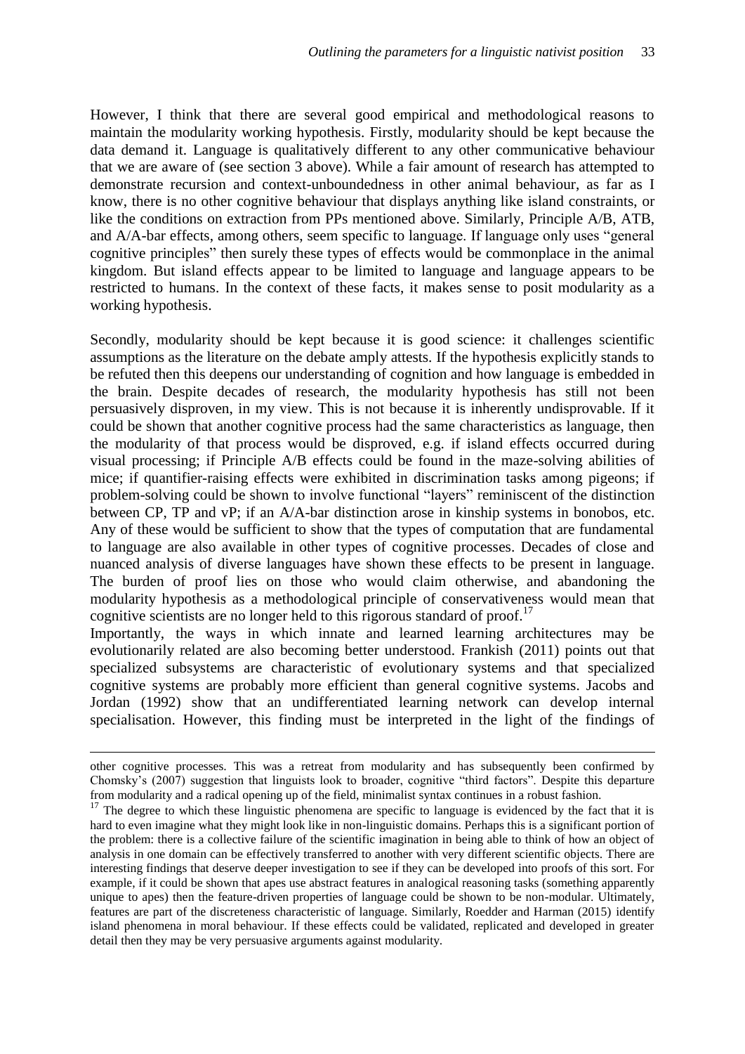However, I think that there are several good empirical and methodological reasons to maintain the modularity working hypothesis. Firstly, modularity should be kept because the data demand it. Language is qualitatively different to any other communicative behaviour that we are aware of (see section 3 above). While a fair amount of research has attempted to demonstrate recursion and context-unboundedness in other animal behaviour, as far as I know, there is no other cognitive behaviour that displays anything like island constraints, or like the conditions on extraction from PPs mentioned above. Similarly, Principle A/B, ATB, and A/A-bar effects, among others, seem specific to language. If language only uses "general cognitive principles" then surely these types of effects would be commonplace in the animal kingdom. But island effects appear to be limited to language and language appears to be restricted to humans. In the context of these facts, it makes sense to posit modularity as a working hypothesis.

Secondly, modularity should be kept because it is good science: it challenges scientific assumptions as the literature on the debate amply attests. If the hypothesis explicitly stands to be refuted then this deepens our understanding of cognition and how language is embedded in the brain. Despite decades of research, the modularity hypothesis has still not been persuasively disproven, in my view. This is not because it is inherently undisprovable. If it could be shown that another cognitive process had the same characteristics as language, then the modularity of that process would be disproved, e.g. if island effects occurred during visual processing; if Principle A/B effects could be found in the maze-solving abilities of mice; if quantifier-raising effects were exhibited in discrimination tasks among pigeons; if problem-solving could be shown to involve functional "layers" reminiscent of the distinction between CP, TP and vP; if an A/A-bar distinction arose in kinship systems in bonobos, etc. Any of these would be sufficient to show that the types of computation that are fundamental to language are also available in other types of cognitive processes. Decades of close and nuanced analysis of diverse languages have shown these effects to be present in language. The burden of proof lies on those who would claim otherwise, and abandoning the modularity hypothesis as a methodological principle of conservativeness would mean that cognitive scientists are no longer held to this rigorous standard of proof.[17]

Importantly, the ways in which innate and learned learning architectures may be evolutionarily related are also becoming better understood. Frankish (2011) points out that specialized subsystems are characteristic of evolutionary systems and that specialized cognitive systems are probably more efficient than general cognitive systems. Jacobs and Jordan (1992) show that an undifferentiated learning network can develop internal specialisation. However, this finding must be interpreted in the light of the findings of

---

other cognitive processes. This was a retreat from modularity and has subsequently been confirmed by Chomsky's (2007) suggestion that linguists look to broader, cognitive "third factors". Despite this departure from modularity and a radical opening up of the field, minimalist syntax continues in a robust fashion.

[17] The degree to which these linguistic phenomena are specific to language is evidenced by the fact that it is hard to even imagine what they might look like in non-linguistic domains. Perhaps this is a significant portion of the problem: there is a collective failure of the scientific imagination in being able to think of how an object of analysis in one domain can be effectively transferred to another with very different scientific objects. There are interesting findings that deserve deeper investigation to see if they can be developed into proofs of this sort. For example, if it could be shown that apes use abstract features in analogical reasoning tasks (something apparently unique to apes) then the feature-driven properties of language could be shown to be non-modular. Ultimately, features are part of the discreteness characteristic of language. Similarly, Roedder and Harman (2015) identify island phenomena in moral behaviour. If these effects could be validated, replicated and developed in greater detail then they may be very persuasive arguments against modularity.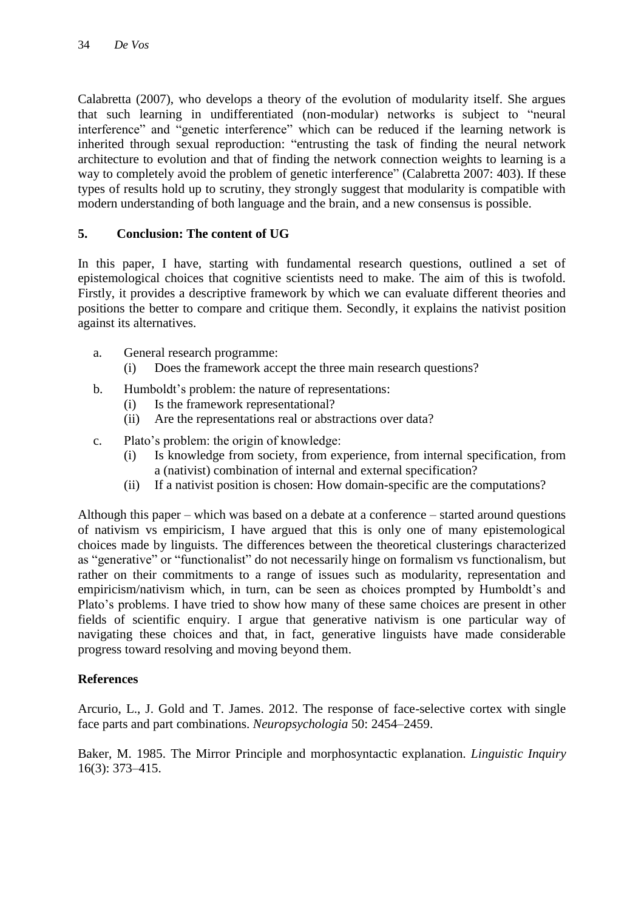Calabretta (2007), who develops a theory of the evolution of modularity itself. She argues that such learning in undifferentiated (non-modular) networks is subject to "neural interference" and "genetic interference" which can be reduced if the learning network is inherited through sexual reproduction: "entrusting the task of finding the neural network architecture to evolution and that of finding the network connection weights to learning is a way to completely avoid the problem of genetic interference" (Calabretta 2007: 403). If these types of results hold up to scrutiny, they strongly suggest that modularity is compatible with modern understanding of both language and the brain, and a new consensus is possible.

## 5. Conclusion: The content of UG

In this paper, I have, starting with fundamental research questions, outlined a set of epistemological choices that cognitive scientists need to make. The aim of this is twofold. Firstly, it provides a descriptive framework by which we can evaluate different theories and positions the better to compare and critique them. Secondly, it explains the nativist position against its alternatives.

a. General research programme:
   (i) Does the framework accept the three main research questions?

b. Humboldt's problem: the nature of representations:
   (i) Is the framework representational?
   (ii) Are the representations real or abstractions over data?

c. Plato's problem: the origin of knowledge:
   (i) Is knowledge from society, from experience, from internal specification, from a (nativist) combination of internal and external specification?
   (ii) If a nativist position is chosen: How domain-specific are the computations?

Although this paper – which was based on a debate at a conference – started around questions of nativism vs empiricism, I have argued that this is only one of many epistemological choices made by linguists. The differences between the theoretical clusterings characterized as "generative" or "functionalist" do not necessarily hinge on formalism vs functionalism, but rather on their commitments to a range of issues such as modularity, representation and empiricism/nativism which, in turn, can be seen as choices prompted by Humboldt's and Plato's problems. I have tried to show how many of these same choices are present in other fields of scientific enquiry. I argue that generative nativism is one particular way of navigating these choices and that, in fact, generative linguists have made considerable progress toward resolving and moving beyond them.

## References

Arcurio, L., J. Gold and T. James. 2012. The response of face-selective cortex with single face parts and part combinations. *Neuropsychologia* 50: 2454–2459.

Baker, M. 1985. The Mirror Principle and morphosyntactic explanation. *Linguistic Inquiry* 16(3): 373–415.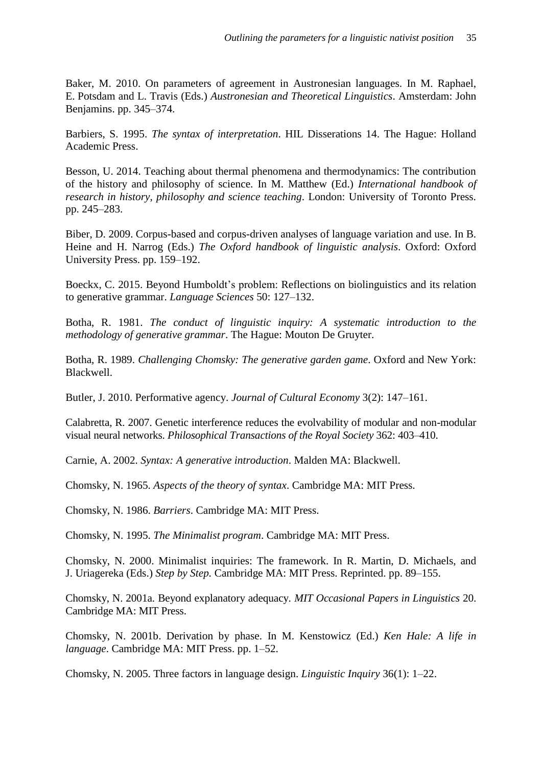Baker, M. 2010. On parameters of agreement in Austronesian languages. In M. Raphael, E. Potsdam and L. Travis (Eds.) *Austronesian and Theoretical Linguistics*. Amsterdam: John Benjamins. pp. 345–374.

Barbiers, S. 1995. *The syntax of interpretation*. HIL Disserations 14. The Hague: Holland Academic Press.

Besson, U. 2014. Teaching about thermal phenomena and thermodynamics: The contribution of the history and philosophy of science. In M. Matthew (Ed.) *International handbook of research in history, philosophy and science teaching*. London: University of Toronto Press. pp. 245–283.

Biber, D. 2009. Corpus-based and corpus-driven analyses of language variation and use. In B. Heine and H. Narrog (Eds.) *The Oxford handbook of linguistic analysis*. Oxford: Oxford University Press. pp. 159–192.

Boeckx, C. 2015. Beyond Humboldt's problem: Reflections on biolinguistics and its relation to generative grammar. *Language Sciences* 50: 127–132.

Botha, R. 1981. *The conduct of linguistic inquiry: A systematic introduction to the methodology of generative grammar*. The Hague: Mouton De Gruyter.

Botha, R. 1989. *Challenging Chomsky: The generative garden game*. Oxford and New York: Blackwell.

Butler, J. 2010. Performative agency. *Journal of Cultural Economy* 3(2): 147–161.

Calabretta, R. 2007. Genetic interference reduces the evolvability of modular and non-modular visual neural networks. *Philosophical Transactions of the Royal Society* 362: 403–410.

Carnie, A. 2002. *Syntax: A generative introduction*. Malden MA: Blackwell.

Chomsky, N. 1965. *Aspects of the theory of syntax*. Cambridge MA: MIT Press.

Chomsky, N. 1986. *Barriers*. Cambridge MA: MIT Press.

Chomsky, N. 1995. *The Minimalist program*. Cambridge MA: MIT Press.

Chomsky, N. 2000. Minimalist inquiries: The framework. In R. Martin, D. Michaels, and J. Uriagereka (Eds.) *Step by Step.* Cambridge MA: MIT Press. Reprinted. pp. 89–155.

Chomsky, N. 2001a. Beyond explanatory adequacy. *MIT Occasional Papers in Linguistics* 20. Cambridge MA: MIT Press.

Chomsky, N. 2001b. Derivation by phase. In M. Kenstowicz (Ed.) *Ken Hale: A life in language*. Cambridge MA: MIT Press. pp. 1–52.

Chomsky, N. 2005. Three factors in language design. *Linguistic Inquiry* 36(1): 1–22.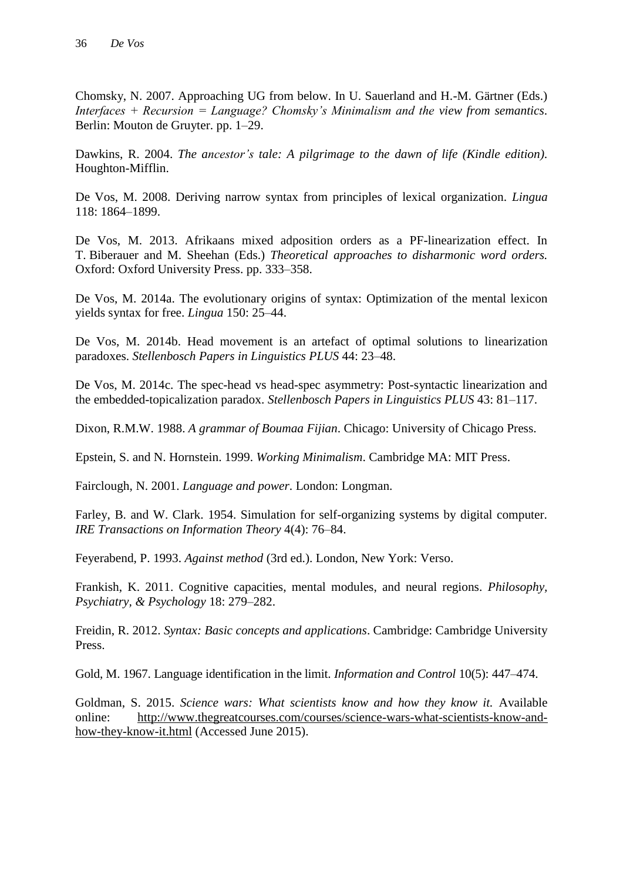Chomsky, N. 2007. Approaching UG from below. In U. Sauerland and H.-M. Gärtner (Eds.) *Interfaces + Recursion = Language? Chomsky's Minimalism and the view from semantics*. Berlin: Mouton de Gruyter. pp. 1–29.

Dawkins, R. 2004. *The ancestor's tale: A pilgrimage to the dawn of life (Kindle edition)*. Houghton-Mifflin.

De Vos, M. 2008. Deriving narrow syntax from principles of lexical organization. *Lingua* 118: 1864–1899.

De Vos, M. 2013. Afrikaans mixed adposition orders as a PF-linearization effect. In T. Biberauer and M. Sheehan (Eds.) *Theoretical approaches to disharmonic word orders.* Oxford: Oxford University Press. pp. 333–358.

De Vos, M. 2014a. The evolutionary origins of syntax: Optimization of the mental lexicon yields syntax for free. *Lingua* 150: 25–44.

De Vos, M. 2014b. Head movement is an artefact of optimal solutions to linearization paradoxes. *Stellenbosch Papers in Linguistics PLUS* 44: 23–48.

De Vos, M. 2014c. The spec-head vs head-spec asymmetry: Post-syntactic linearization and the embedded-topicalization paradox. *Stellenbosch Papers in Linguistics PLUS* 43: 81–117.

Dixon, R.M.W. 1988. *A grammar of Boumaa Fijian*. Chicago: University of Chicago Press.

Epstein, S. and N. Hornstein. 1999. *Working Minimalism*. Cambridge MA: MIT Press.

Fairclough, N. 2001. *Language and power*. London: Longman.

Farley, B. and W. Clark. 1954. Simulation for self-organizing systems by digital computer. *IRE Transactions on Information Theory* 4(4): 76–84.

Feyerabend, P. 1993. *Against method* (3rd ed.). London, New York: Verso.

Frankish, K. 2011. Cognitive capacities, mental modules, and neural regions. *Philosophy, Psychiatry, & Psychology* 18: 279–282.

Freidin, R. 2012. *Syntax: Basic concepts and applications*. Cambridge: Cambridge University Press.

Gold, M. 1967. Language identification in the limit. *Information and Control* 10(5): 447–474.

Goldman, S. 2015. *Science wars: What scientists know and how they know it.* Available online: http://www.thegreatcourses.com/courses/science-wars-what-scientists-know-and-how-they-know-it.html (Accessed June 2015).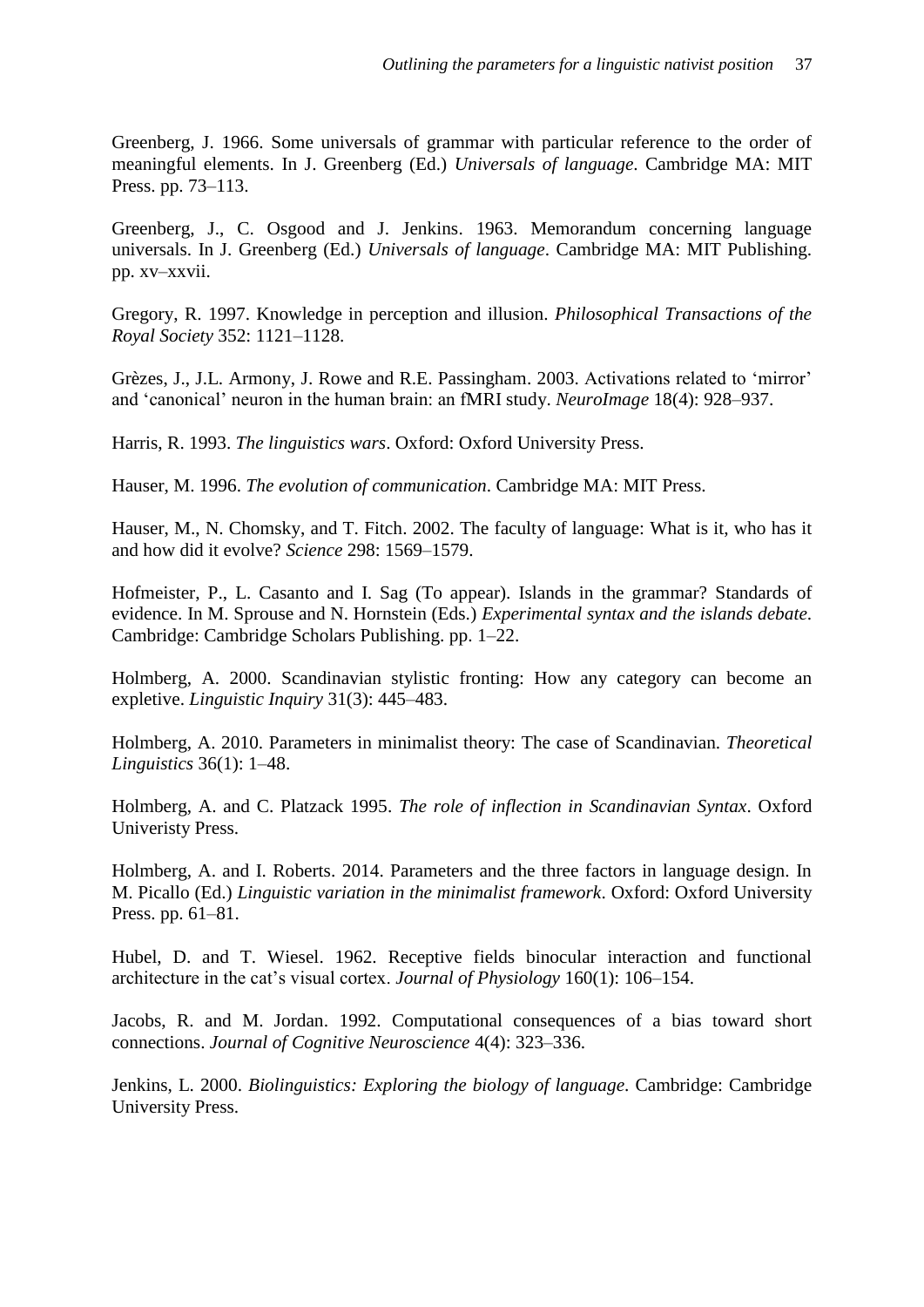Greenberg, J. 1966. Some universals of grammar with particular reference to the order of meaningful elements. In J. Greenberg (Ed.) *Universals of language*. Cambridge MA: MIT Press. pp. 73–113.

Greenberg, J., C. Osgood and J. Jenkins. 1963. Memorandum concerning language universals. In J. Greenberg (Ed.) *Universals of language*. Cambridge MA: MIT Publishing. pp. xv–xxvii.

Gregory, R. 1997. Knowledge in perception and illusion. *Philosophical Transactions of the Royal Society* 352: 1121–1128.

Grèzes, J., J.L. Armony, J. Rowe and R.E. Passingham. 2003. Activations related to 'mirror' and 'canonical' neuron in the human brain: an fMRI study. *NeuroImage* 18(4): 928–937.

Harris, R. 1993. *The linguistics wars*. Oxford: Oxford University Press.

Hauser, M. 1996. *The evolution of communication*. Cambridge MA: MIT Press.

Hauser, M., N. Chomsky, and T. Fitch. 2002. The faculty of language: What is it, who has it and how did it evolve? *Science* 298: 1569–1579.

Hofmeister, P., L. Casanto and I. Sag (To appear). Islands in the grammar? Standards of evidence. In M. Sprouse and N. Hornstein (Eds.) *Experimental syntax and the islands debate*. Cambridge: Cambridge Scholars Publishing. pp. 1–22.

Holmberg, A. 2000. Scandinavian stylistic fronting: How any category can become an expletive. *Linguistic Inquiry* 31(3): 445–483.

Holmberg, A. 2010. Parameters in minimalist theory: The case of Scandinavian. *Theoretical Linguistics* 36(1): 1–48.

Holmberg, A. and C. Platzack 1995. *The role of inflection in Scandinavian Syntax*. Oxford Univeristy Press.

Holmberg, A. and I. Roberts. 2014. Parameters and the three factors in language design. In M. Picallo (Ed.) *Linguistic variation in the minimalist framework*. Oxford: Oxford University Press. pp. 61–81.

Hubel, D. and T. Wiesel. 1962. Receptive fields binocular interaction and functional architecture in the cat's visual cortex. *Journal of Physiology* 160(1): 106–154.

Jacobs, R. and M. Jordan. 1992. Computational consequences of a bias toward short connections. *Journal of Cognitive Neuroscience* 4(4): 323–336.

Jenkins, L. 2000. *Biolinguistics: Exploring the biology of language*. Cambridge: Cambridge University Press.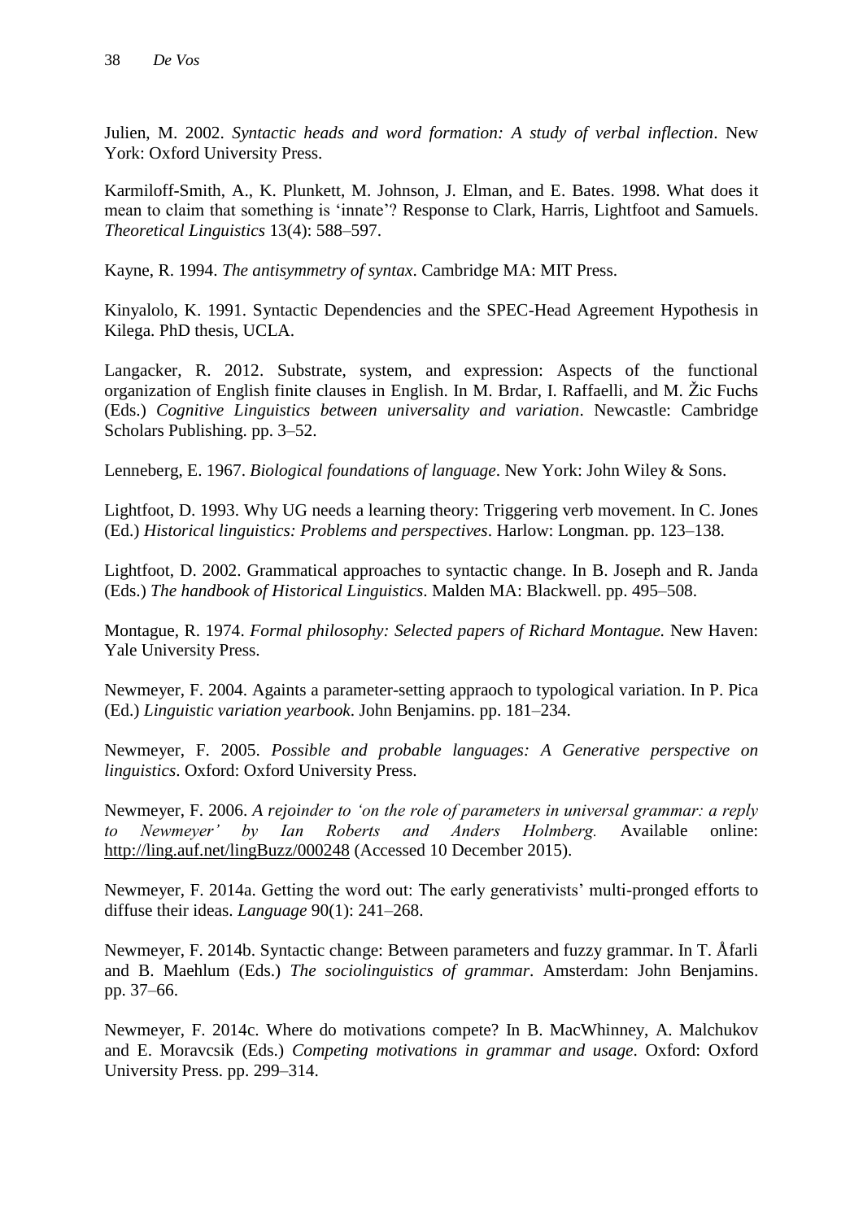Julien, M. 2002. *Syntactic heads and word formation: A study of verbal inflection*. New York: Oxford University Press.

Karmiloff-Smith, A., K. Plunkett, M. Johnson, J. Elman, and E. Bates. 1998. What does it mean to claim that something is 'innate'? Response to Clark, Harris, Lightfoot and Samuels. *Theoretical Linguistics* 13(4): 588–597.

Kayne, R. 1994. *The antisymmetry of syntax*. Cambridge MA: MIT Press.

Kinyalolo, K. 1991. Syntactic Dependencies and the SPEC-Head Agreement Hypothesis in Kilega. PhD thesis, UCLA.

Langacker, R. 2012. Substrate, system, and expression: Aspects of the functional organization of English finite clauses in English. In M. Brdar, I. Raffaelli, and M. Žic Fuchs (Eds.) *Cognitive Linguistics between universality and variation*. Newcastle: Cambridge Scholars Publishing. pp. 3–52.

Lenneberg, E. 1967. *Biological foundations of language*. New York: John Wiley & Sons.

Lightfoot, D. 1993. Why UG needs a learning theory: Triggering verb movement. In C. Jones (Ed.) *Historical linguistics: Problems and perspectives*. Harlow: Longman. pp. 123–138.

Lightfoot, D. 2002. Grammatical approaches to syntactic change. In B. Joseph and R. Janda (Eds.) *The handbook of Historical Linguistics*. Malden MA: Blackwell. pp. 495–508.

Montague, R. 1974. *Formal philosophy: Selected papers of Richard Montague.* New Haven: Yale University Press.

Newmeyer, F. 2004. Againts a parameter-setting appraoch to typological variation. In P. Pica (Ed.) *Linguistic variation yearbook*. John Benjamins. pp. 181–234.

Newmeyer, F. 2005. *Possible and probable languages: A Generative perspective on linguistics*. Oxford: Oxford University Press.

Newmeyer, F. 2006. *A rejoinder to 'on the role of parameters in universal grammar: a reply to Newmeyer' by Ian Roberts and Anders Holmberg.* Available online: http://ling.auf.net/lingBuzz/000248 (Accessed 10 December 2015).

Newmeyer, F. 2014a. Getting the word out: The early generativists' multi-pronged efforts to diffuse their ideas. *Language* 90(1): 241–268.

Newmeyer, F. 2014b. Syntactic change: Between parameters and fuzzy grammar. In T. Åfarli and B. Maehlum (Eds.) *The sociolinguistics of grammar*. Amsterdam: John Benjamins. pp. 37–66.

Newmeyer, F. 2014c. Where do motivations compete? In B. MacWhinney, A. Malchukov and E. Moravcsik (Eds.) *Competing motivations in grammar and usage*. Oxford: Oxford University Press. pp. 299–314.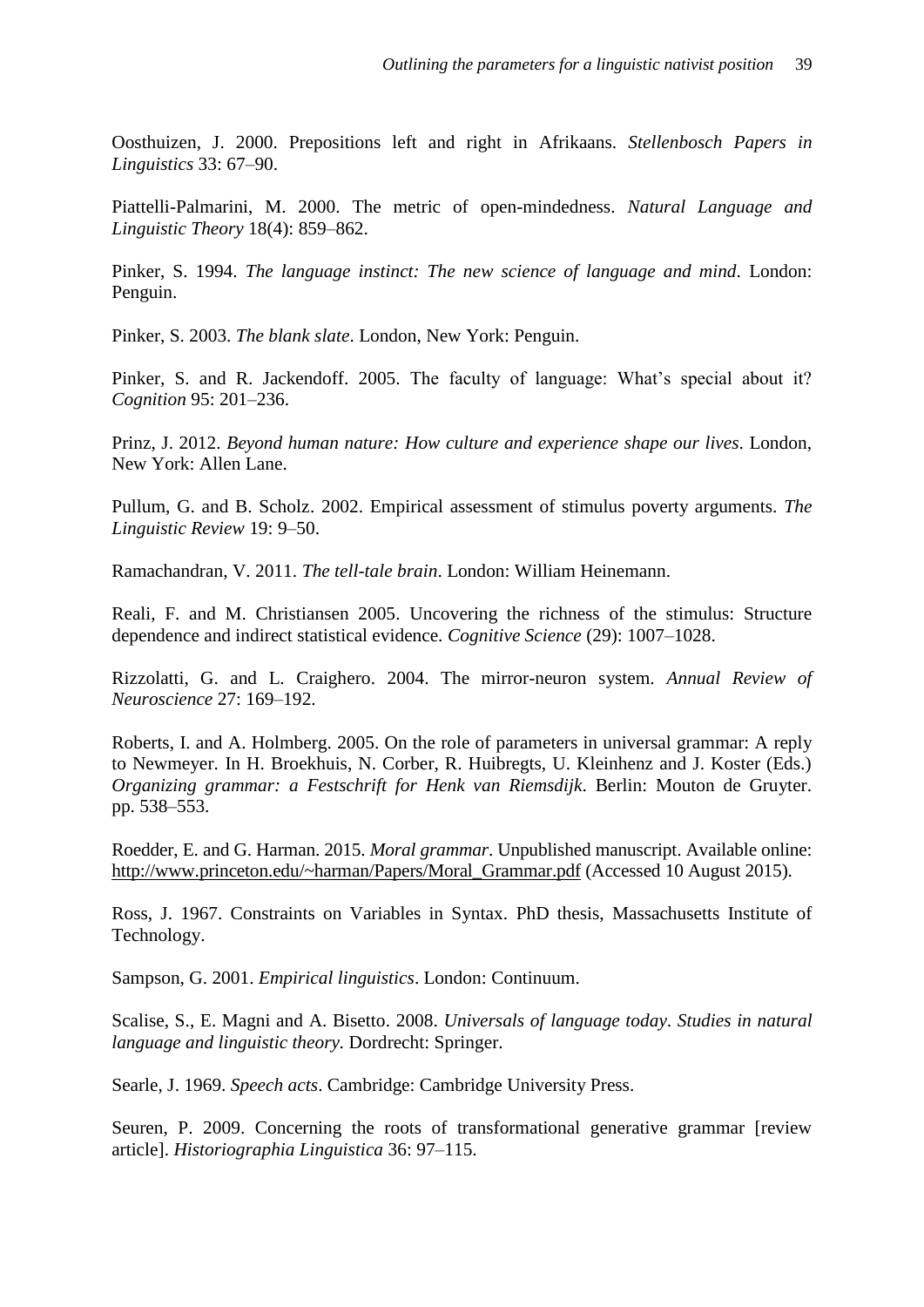Oosthuizen, J. 2000. Prepositions left and right in Afrikaans. *Stellenbosch Papers in Linguistics* 33: 67–90.

Piattelli-Palmarini, M. 2000. The metric of open-mindedness. *Natural Language and Linguistic Theory* 18(4): 859–862.

Pinker, S. 1994. *The language instinct: The new science of language and mind*. London: Penguin.

Pinker, S. 2003. *The blank slate*. London, New York: Penguin.

Pinker, S. and R. Jackendoff. 2005. The faculty of language: What's special about it? *Cognition* 95: 201–236.

Prinz, J. 2012. *Beyond human nature: How culture and experience shape our lives*. London, New York: Allen Lane.

Pullum, G. and B. Scholz. 2002. Empirical assessment of stimulus poverty arguments. *The Linguistic Review* 19: 9–50.

Ramachandran, V. 2011. *The tell-tale brain*. London: William Heinemann.

Reali, F. and M. Christiansen 2005. Uncovering the richness of the stimulus: Structure dependence and indirect statistical evidence. *Cognitive Science* (29): 1007–1028.

Rizzolatti, G. and L. Craighero. 2004. The mirror-neuron system. *Annual Review of Neuroscience* 27: 169–192.

Roberts, I. and A. Holmberg. 2005. On the role of parameters in universal grammar: A reply to Newmeyer. In H. Broekhuis, N. Corber, R. Huibregts, U. Kleinhenz and J. Koster (Eds.) *Organizing grammar: a Festschrift for Henk van Riemsdijk*. Berlin: Mouton de Gruyter. pp. 538–553.

Roedder, E. and G. Harman. 2015. *Moral grammar*. Unpublished manuscript. Available online: http://www.princeton.edu/~harman/Papers/Moral_Grammar.pdf (Accessed 10 August 2015).

Ross, J. 1967. Constraints on Variables in Syntax. PhD thesis, Massachusetts Institute of Technology.

Sampson, G. 2001. *Empirical linguistics*. London: Continuum.

Scalise, S., E. Magni and A. Bisetto. 2008. *Universals of language today*. *Studies in natural language and linguistic theory*. Dordrecht: Springer.

Searle, J. 1969. *Speech acts*. Cambridge: Cambridge University Press.

Seuren, P. 2009. Concerning the roots of transformational generative grammar [review article]. *Historiographia Linguistica* 36: 97–115.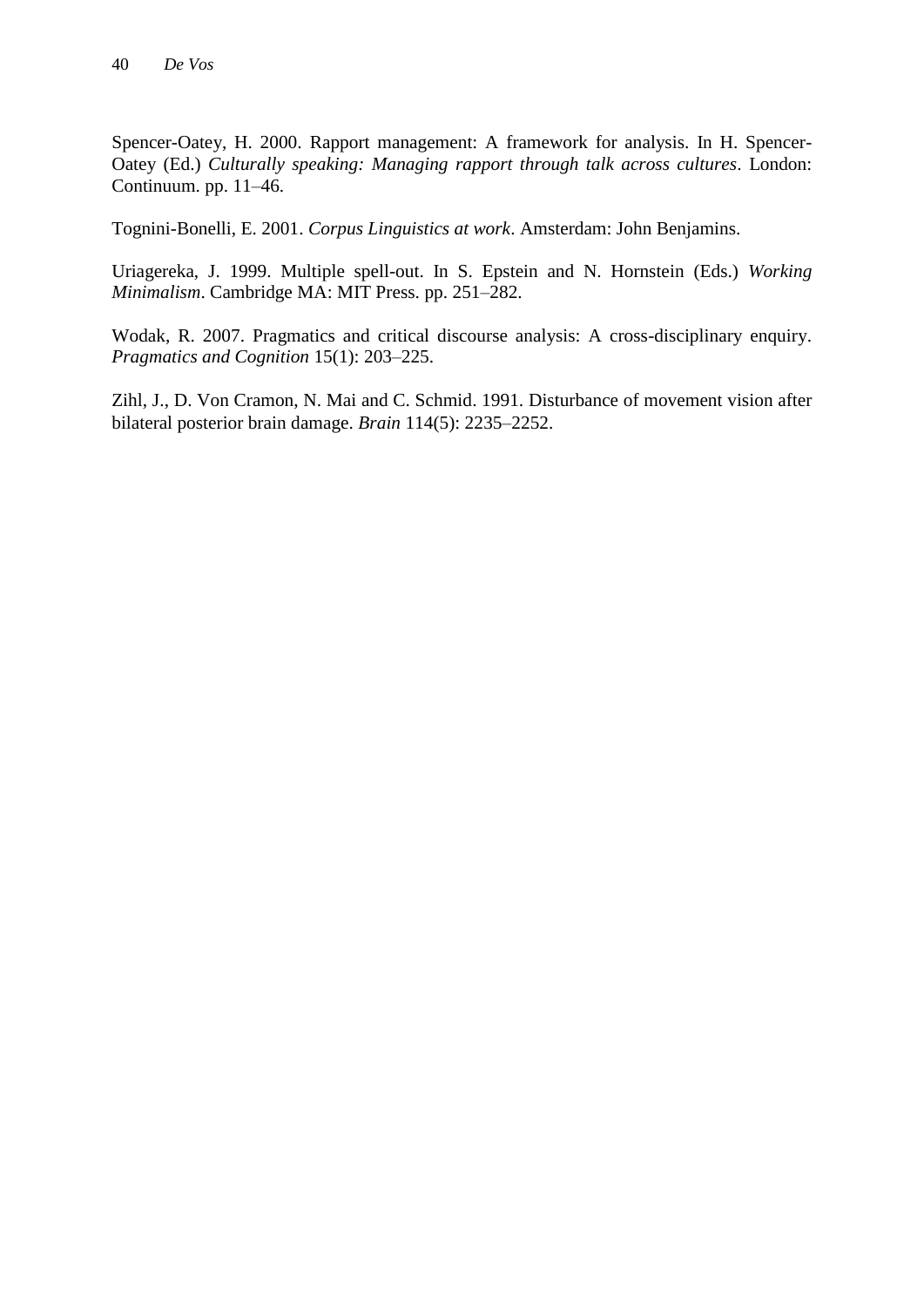Spencer-Oatey, H. 2000. Rapport management: A framework for analysis. In H. Spencer-Oatey (Ed.) *Culturally speaking: Managing rapport through talk across cultures*. London: Continuum. pp. 11–46.

Tognini-Bonelli, E. 2001. *Corpus Linguistics at work*. Amsterdam: John Benjamins.

Uriagereka, J. 1999. Multiple spell-out. In S. Epstein and N. Hornstein (Eds.) *Working Minimalism*. Cambridge MA: MIT Press. pp. 251–282.

Wodak, R. 2007. Pragmatics and critical discourse analysis: A cross-disciplinary enquiry. *Pragmatics and Cognition* 15(1): 203–225.

Zihl, J., D. Von Cramon, N. Mai and C. Schmid. 1991. Disturbance of movement vision after bilateral posterior brain damage. *Brain* 114(5): 2235–2252.